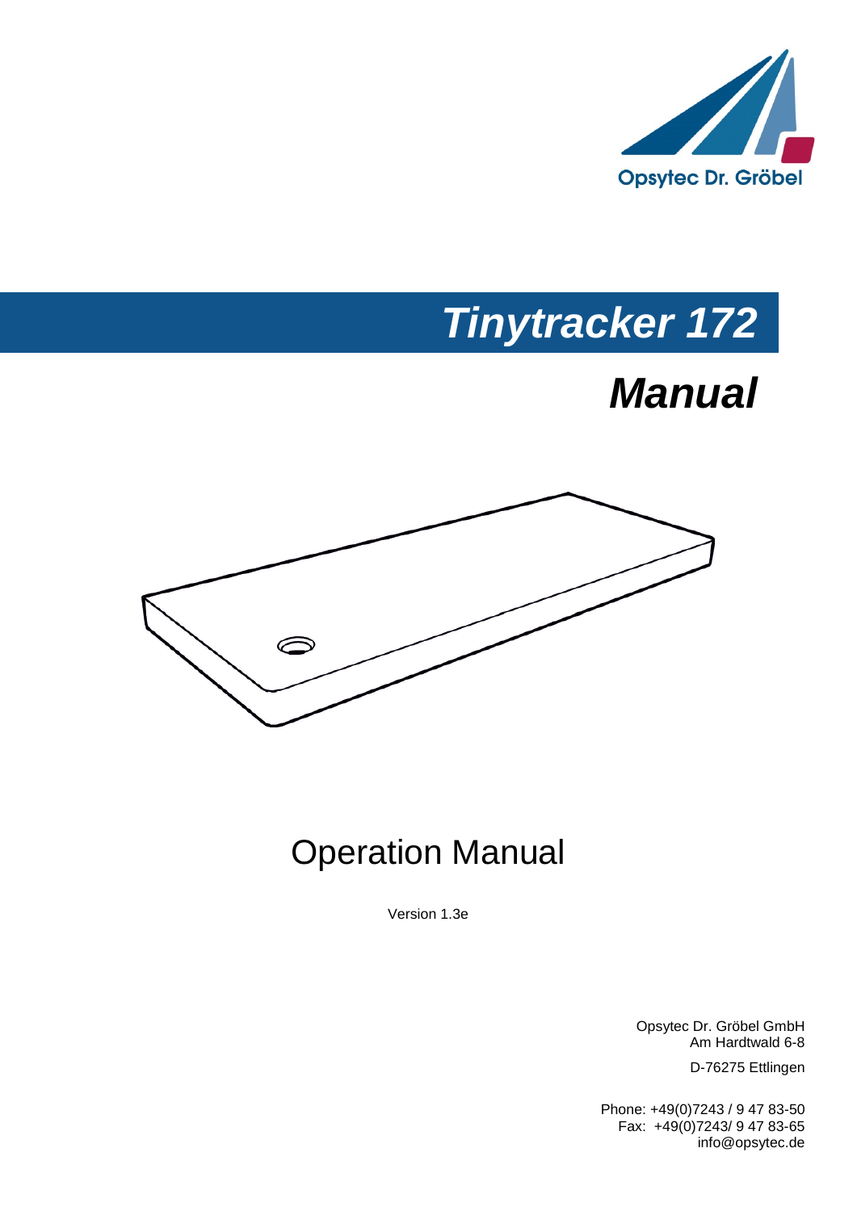Opsytec Dr. Gröbel

# Tinytracker 172

# Manual

## Operation Manual

Version 1.3e

Opsytec Dr. Gröbel GmbH
Am Hardtwald 6-8

D-76275 Ettlingen

Phone: +49(0)7243 / 9 47 83-50
Fax: +49(0)7243/ 9 47 83-65
info@opsytec.de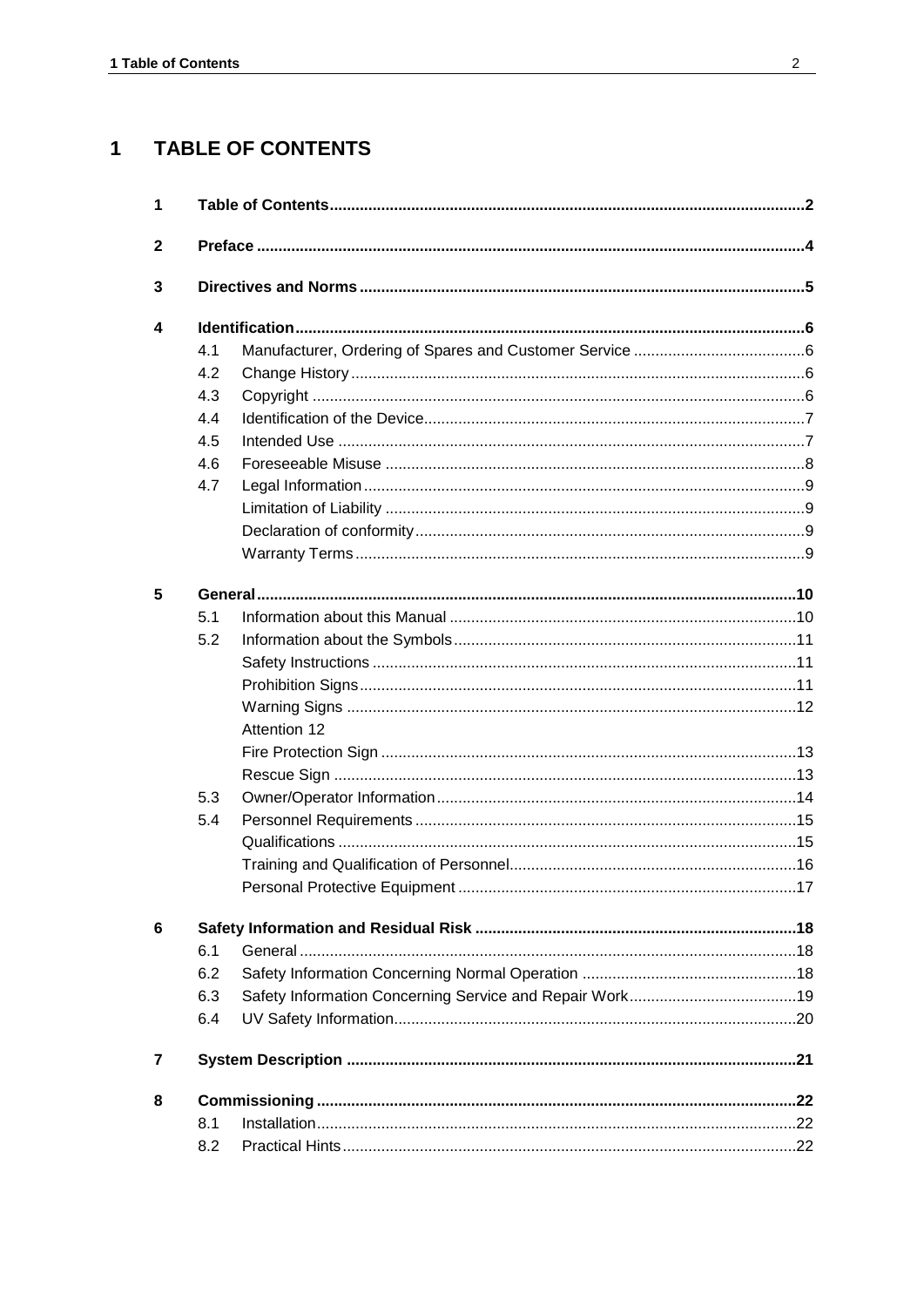# 1 TABLE OF CONTENTS

| | | | |
|---|---|---|---|
| **1** | **Table of Contents** | | **2** |
| **2** | **Preface** | | **4** |
| **3** | **Directives and Norms** | | **5** |
| **4** | **Identification** | | **6** |
| | 4.1 | Manufacturer, Ordering of Spares and Customer Service | 6 |
| | 4.2 | Change History | 6 |
| | 4.3 | Copyright | 6 |
| | 4.4 | Identification of the Device | 7 |
| | 4.5 | Intended Use | 7 |
| | 4.6 | Foreseeable Misuse | 8 |
| | 4.7 | Legal Information | 9 |
| | | Limitation of Liability | 9 |
| | | Declaration of conformity | 9 |
| | | Warranty Terms | 9 |
| **5** | **General** | | **10** |
| | 5.1 | Information about this Manual | 10 |
| | 5.2 | Information about the Symbols | 11 |
| | | Safety Instructions | 11 |
| | | Prohibition Signs | 11 |
| | | Warning Signs | 12 |
| | | Attention 12 | |
| | | Fire Protection Sign | 13 |
| | | Rescue Sign | 13 |
| | 5.3 | Owner/Operator Information | 14 |
| | 5.4 | Personnel Requirements | 15 |
| | | Qualifications | 15 |
| | | Training and Qualification of Personnel | 16 |
| | | Personal Protective Equipment | 17 |
| **6** | **Safety Information and Residual Risk** | | **18** |
| | 6.1 | General | 18 |
| | 6.2 | Safety Information Concerning Normal Operation | 18 |
| | 6.3 | Safety Information Concerning Service and Repair Work | 19 |
| | 6.4 | UV Safety Information | 20 |
| **7** | **System Description** | | **21** |
| **8** | **Commissioning** | | **22** |
| | 8.1 | Installation | 22 |
| | 8.2 | Practical Hints | 22 |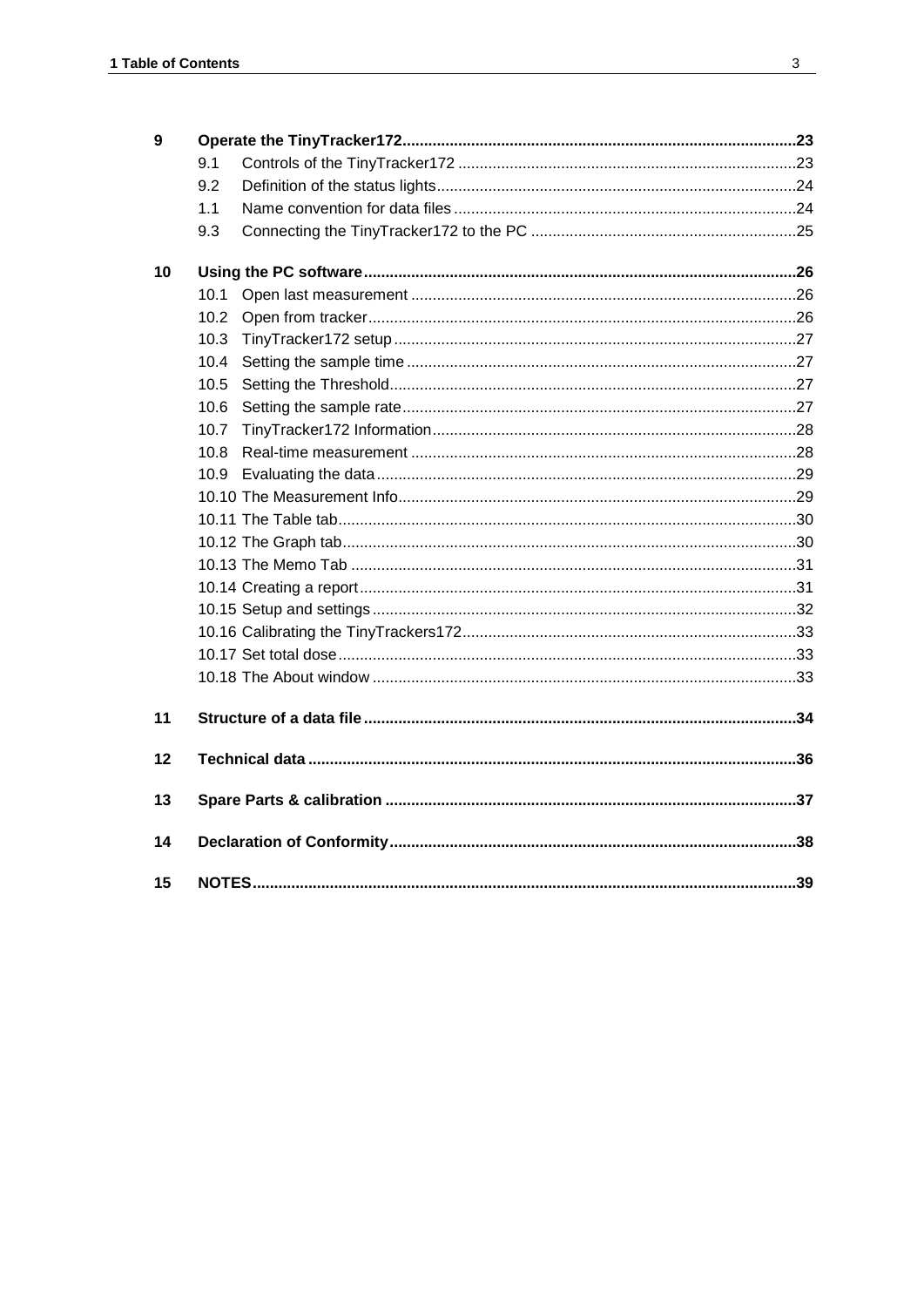| | | | |
|---|---|---|---|
| **9** | **Operate the TinyTracker172** | | **23** |
| | 9.1 | Controls of the TinyTracker172 | 23 |
| | 9.2 | Definition of the status lights | 24 |
| | 1.1 | Name convention for data files | 24 |
| | 9.3 | Connecting the TinyTracker172 to the PC | 25 |
| **10** | **Using the PC software** | | **26** |
| | 10.1 | Open last measurement | 26 |
| | 10.2 | Open from tracker | 26 |
| | 10.3 | TinyTracker172 setup | 27 |
| | 10.4 | Setting the sample time | 27 |
| | 10.5 | Setting the Threshold | 27 |
| | 10.6 | Setting the sample rate | 27 |
| | 10.7 | TinyTracker172 Information | 28 |
| | 10.8 | Real-time measurement | 28 |
| | 10.9 | Evaluating the data | 29 |
| | 10.10 | The Measurement Info | 29 |
| | 10.11 | The Table tab | 30 |
| | 10.12 | The Graph tab | 30 |
| | 10.13 | The Memo Tab | 31 |
| | 10.14 | Creating a report | 31 |
| | 10.15 | Setup and settings | 32 |
| | 10.16 | Calibrating the TinyTrackers172 | 33 |
| | 10.17 | Set total dose | 33 |
| | 10.18 | The About window | 33 |
| **11** | **Structure of a data file** | | **34** |
| **12** | **Technical data** | | **36** |
| **13** | **Spare Parts & calibration** | | **37** |
| **14** | **Declaration of Conformity** | | **38** |
| **15** | **NOTES** | | **39** |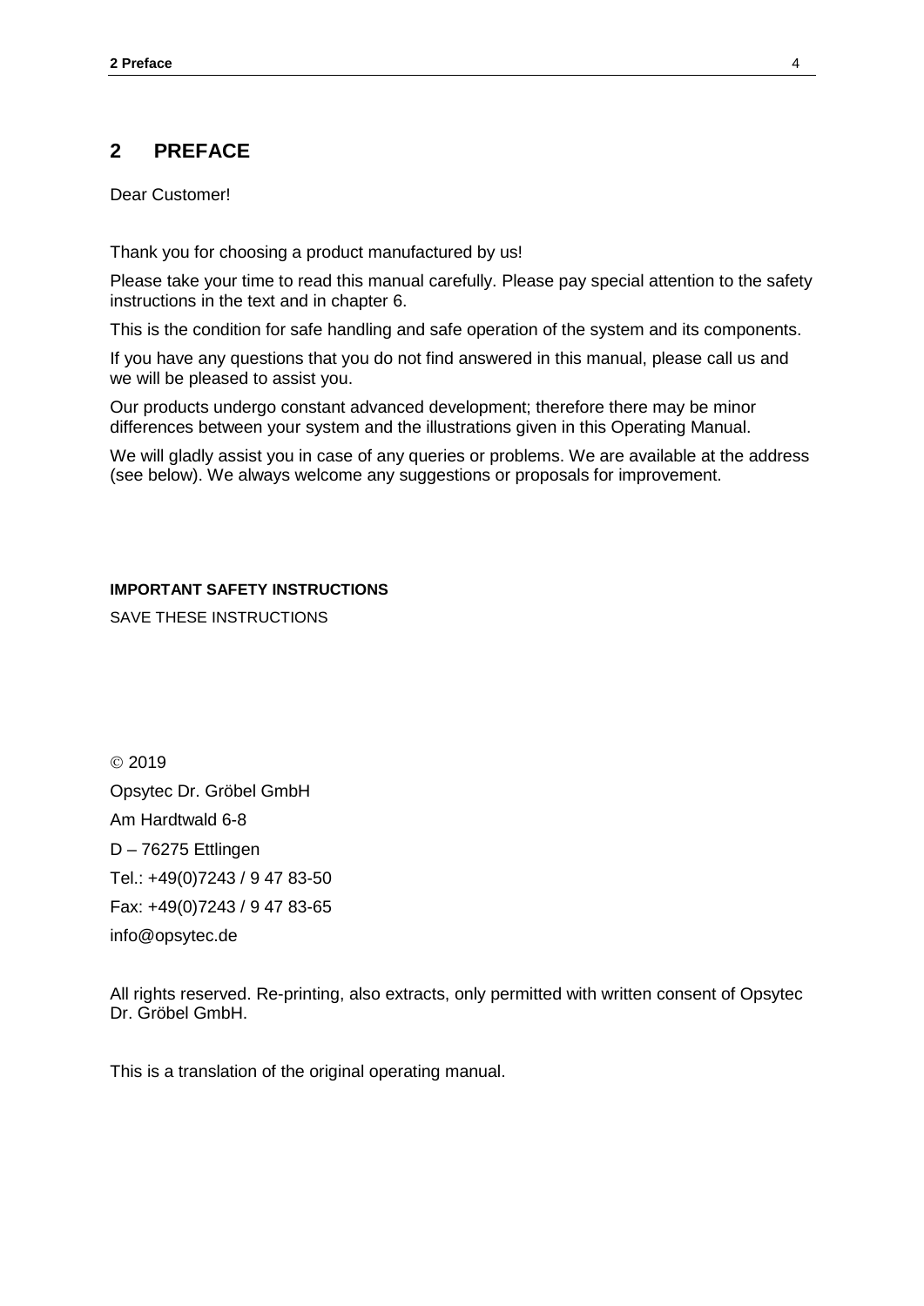## 2 PREFACE

Dear Customer!

Thank you for choosing a product manufactured by us!

Please take your time to read this manual carefully. Please pay special attention to the safety instructions in the text and in chapter 6.

This is the condition for safe handling and safe operation of the system and its components.

If you have any questions that you do not find answered in this manual, please call us and we will be pleased to assist you.

Our products undergo constant advanced development; therefore there may be minor differences between your system and the illustrations given in this Operating Manual.

We will gladly assist you in case of any queries or problems. We are available at the address (see below). We always welcome any suggestions or proposals for improvement.

**IMPORTANT SAFETY INSTRUCTIONS**

SAVE THESE INSTRUCTIONS

© 2019

Opsytec Dr. Gröbel GmbH

Am Hardtwald 6-8

D – 76275 Ettlingen

Tel.: +49(0)7243 / 9 47 83-50

Fax: +49(0)7243 / 9 47 83-65

info@opsytec.de

All rights reserved. Re-printing, also extracts, only permitted with written consent of Opsytec Dr. Gröbel GmbH.

This is a translation of the original operating manual.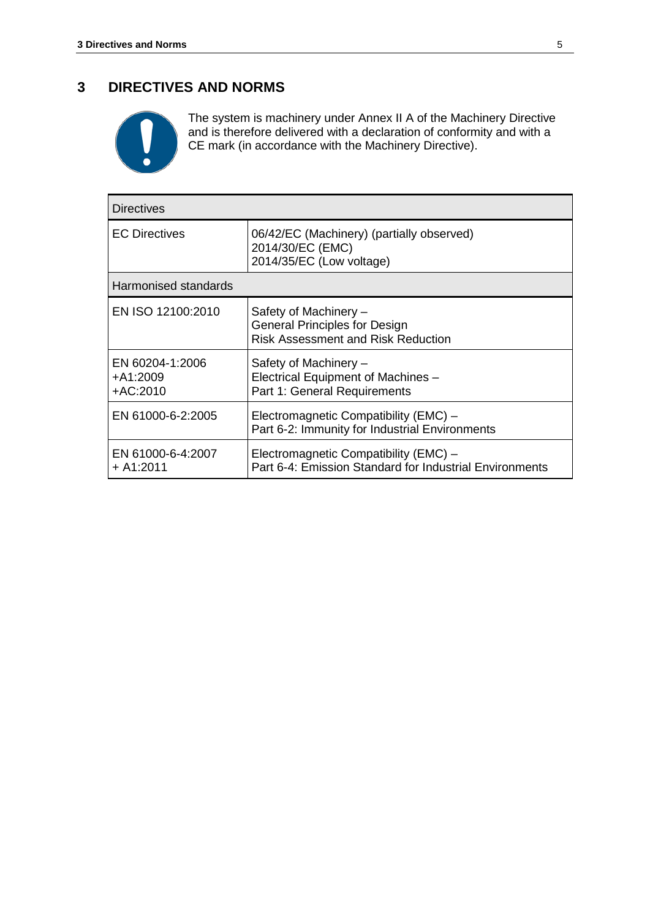# 3 DIRECTIVES AND NORMS

The system is machinery under Annex II A of the Machinery Directive and is therefore delivered with a declaration of conformity and with a CE mark (in accordance with the Machinery Directive).

| Directives | |
|---|---|
| EC Directives | 06/42/EC (Machinery) (partially observed)<br>2014/30/EC (EMC)<br>2014/35/EC (Low voltage) |
| Harmonised standards | |
| EN ISO 12100:2010 | Safety of Machinery –<br>General Principles for Design<br>Risk Assessment and Risk Reduction |
| EN 60204-1:2006<br>+A1:2009<br>+AC:2010 | Safety of Machinery –<br>Electrical Equipment of Machines –<br>Part 1: General Requirements |
| EN 61000-6-2:2005 | Electromagnetic Compatibility (EMC) –<br>Part 6-2: Immunity for Industrial Environments |
| EN 61000-6-4:2007<br>+ A1:2011 | Electromagnetic Compatibility (EMC) –<br>Part 6-4: Emission Standard for Industrial Environments |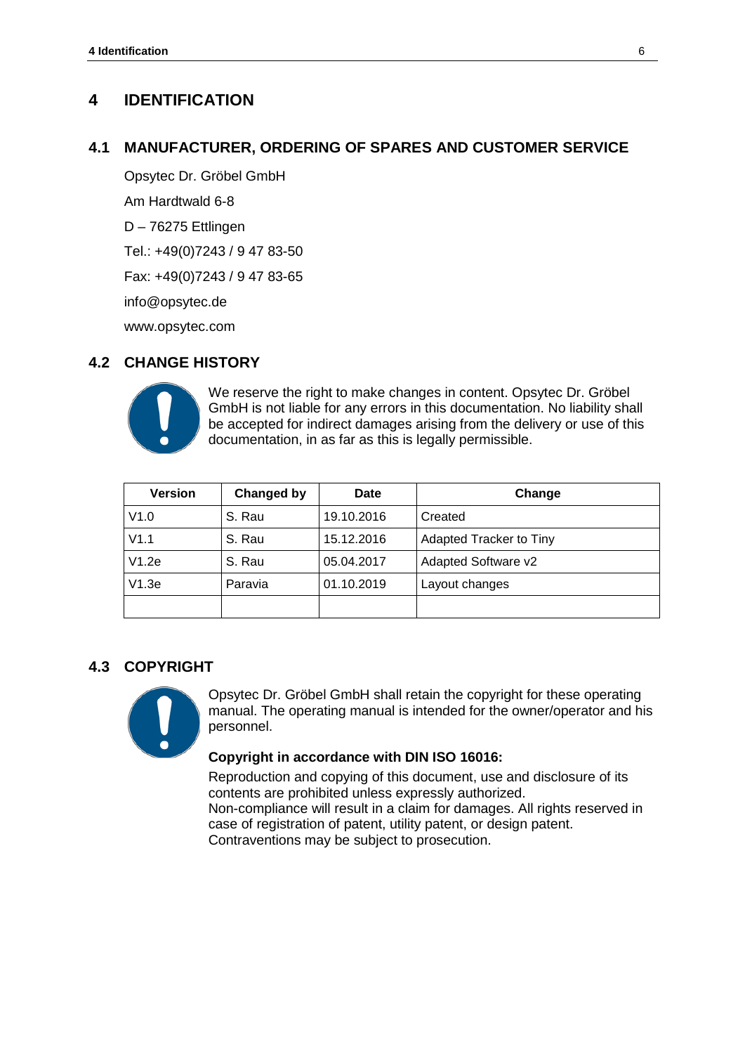# 4 IDENTIFICATION

## 4.1 MANUFACTURER, ORDERING OF SPARES AND CUSTOMER SERVICE

Opsytec Dr. Gröbel GmbH

Am Hardtwald 6-8

D – 76275 Ettlingen

Tel.: +49(0)7243 / 9 47 83-50

Fax: +49(0)7243 / 9 47 83-65

info@opsytec.de

www.opsytec.com

## 4.2 CHANGE HISTORY

We reserve the right to make changes in content. Opsytec Dr. Gröbel GmbH is not liable for any errors in this documentation. No liability shall be accepted for indirect damages arising from the delivery or use of this documentation, in as far as this is legally permissible.

| Version | Changed by | Date | Change |
|---|---|---|---|
| V1.0 | S. Rau | 19.10.2016 | Created |
| V1.1 | S. Rau | 15.12.2016 | Adapted Tracker to Tiny |
| V1.2e | S. Rau | 05.04.2017 | Adapted Software v2 |
| V1.3e | Paravia | 01.10.2019 | Layout changes |
| | | | |

## 4.3 COPYRIGHT

Opsytec Dr. Gröbel GmbH shall retain the copyright for these operating manual. The operating manual is intended for the owner/operator and his personnel.

**Copyright in accordance with DIN ISO 16016:**

Reproduction and copying of this document, use and disclosure of its contents are prohibited unless expressly authorized.
Non-compliance will result in a claim for damages. All rights reserved in case of registration of patent, utility patent, or design patent.
Contraventions may be subject to prosecution.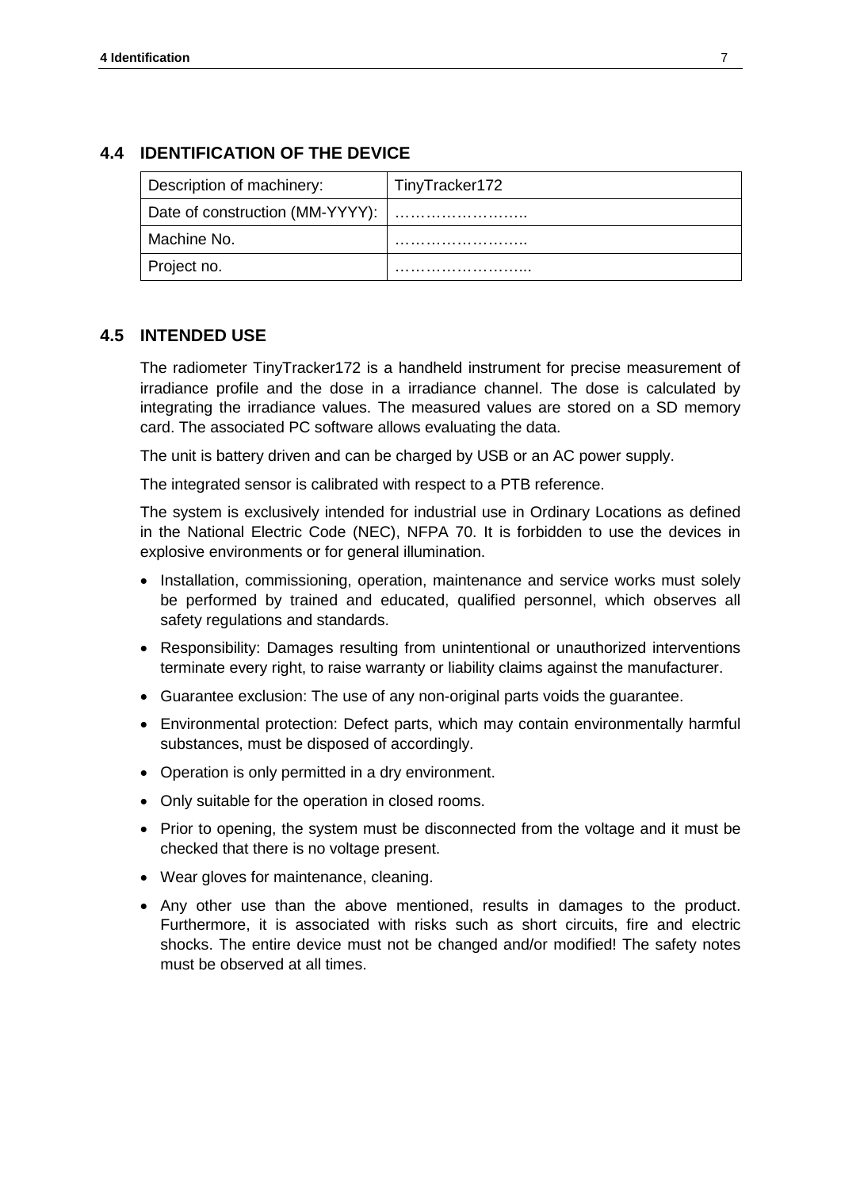## 4.4 IDENTIFICATION OF THE DEVICE

| | |
|---|---|
| Description of machinery: | TinyTracker172 |
| Date of construction (MM-YYYY): | ……………………. |
| Machine No. | ……………………. |
| Project no. | ……………………... |

## 4.5 INTENDED USE

The radiometer TinyTracker172 is a handheld instrument for precise measurement of irradiance profile and the dose in a irradiance channel. The dose is calculated by integrating the irradiance values. The measured values are stored on a SD memory card. The associated PC software allows evaluating the data.

The unit is battery driven and can be charged by USB or an AC power supply.

The integrated sensor is calibrated with respect to a PTB reference.

The system is exclusively intended for industrial use in Ordinary Locations as defined in the National Electric Code (NEC), NFPA 70. It is forbidden to use the devices in explosive environments or for general illumination.

- Installation, commissioning, operation, maintenance and service works must solely be performed by trained and educated, qualified personnel, which observes all safety regulations and standards.
- Responsibility: Damages resulting from unintentional or unauthorized interventions terminate every right, to raise warranty or liability claims against the manufacturer.
- Guarantee exclusion: The use of any non-original parts voids the guarantee.
- Environmental protection: Defect parts, which may contain environmentally harmful substances, must be disposed of accordingly.
- Operation is only permitted in a dry environment.
- Only suitable for the operation in closed rooms.
- Prior to opening, the system must be disconnected from the voltage and it must be checked that there is no voltage present.
- Wear gloves for maintenance, cleaning.
- Any other use than the above mentioned, results in damages to the product. Furthermore, it is associated with risks such as short circuits, fire and electric shocks. The entire device must not be changed and/or modified! The safety notes must be observed at all times.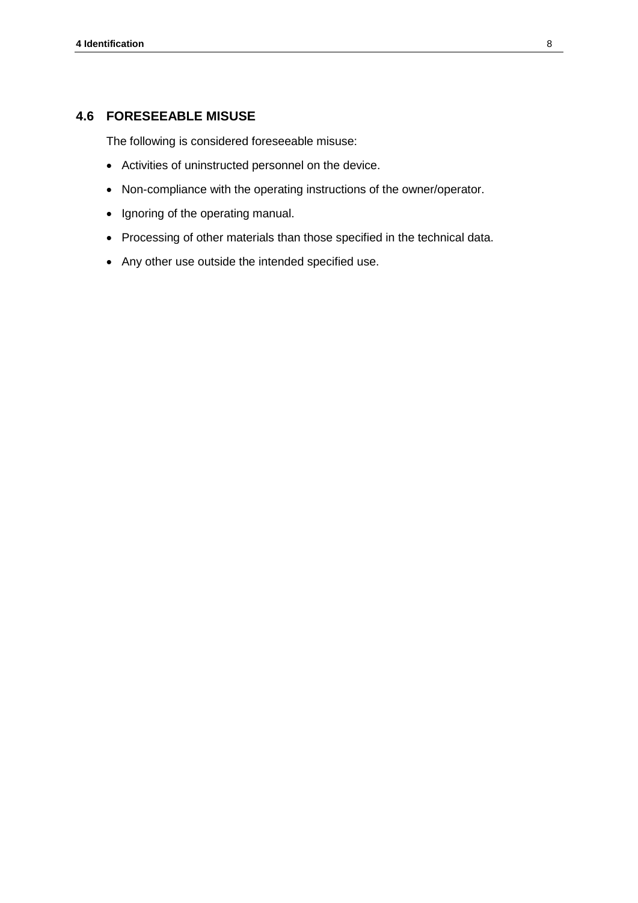## 4.6 FORESEEABLE MISUSE

The following is considered foreseeable misuse:

- Activities of uninstructed personnel on the device.
- Non-compliance with the operating instructions of the owner/operator.
- Ignoring of the operating manual.
- Processing of other materials than those specified in the technical data.
- Any other use outside the intended specified use.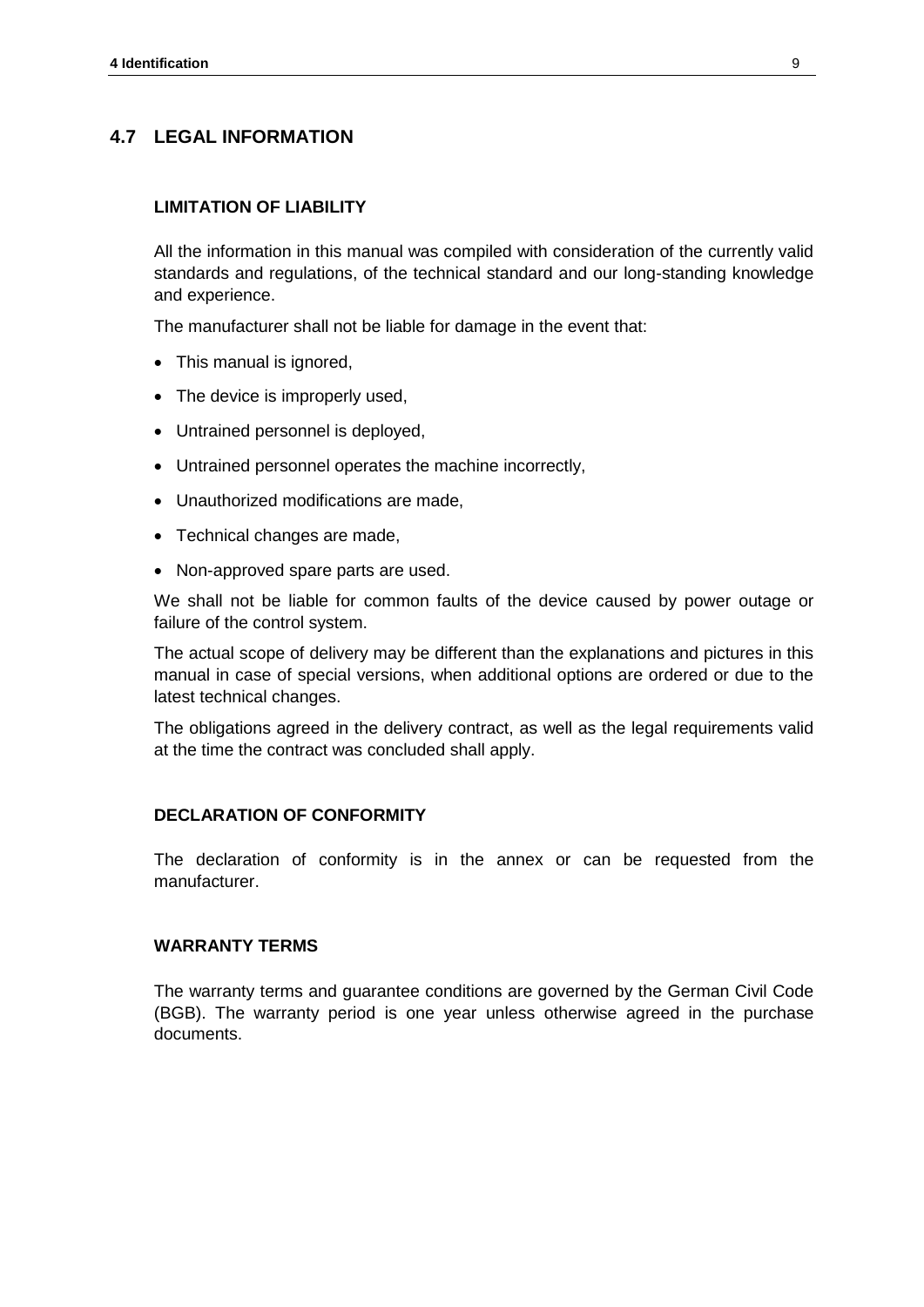## 4.7 LEGAL INFORMATION

### LIMITATION OF LIABILITY

All the information in this manual was compiled with consideration of the currently valid standards and regulations, of the technical standard and our long-standing knowledge and experience.

The manufacturer shall not be liable for damage in the event that:

- This manual is ignored,
- The device is improperly used,
- Untrained personnel is deployed,
- Untrained personnel operates the machine incorrectly,
- Unauthorized modifications are made,
- Technical changes are made,
- Non-approved spare parts are used.

We shall not be liable for common faults of the device caused by power outage or failure of the control system.

The actual scope of delivery may be different than the explanations and pictures in this manual in case of special versions, when additional options are ordered or due to the latest technical changes.

The obligations agreed in the delivery contract, as well as the legal requirements valid at the time the contract was concluded shall apply.

### DECLARATION OF CONFORMITY

The declaration of conformity is in the annex or can be requested from the manufacturer.

### WARRANTY TERMS

The warranty terms and guarantee conditions are governed by the German Civil Code (BGB). The warranty period is one year unless otherwise agreed in the purchase documents.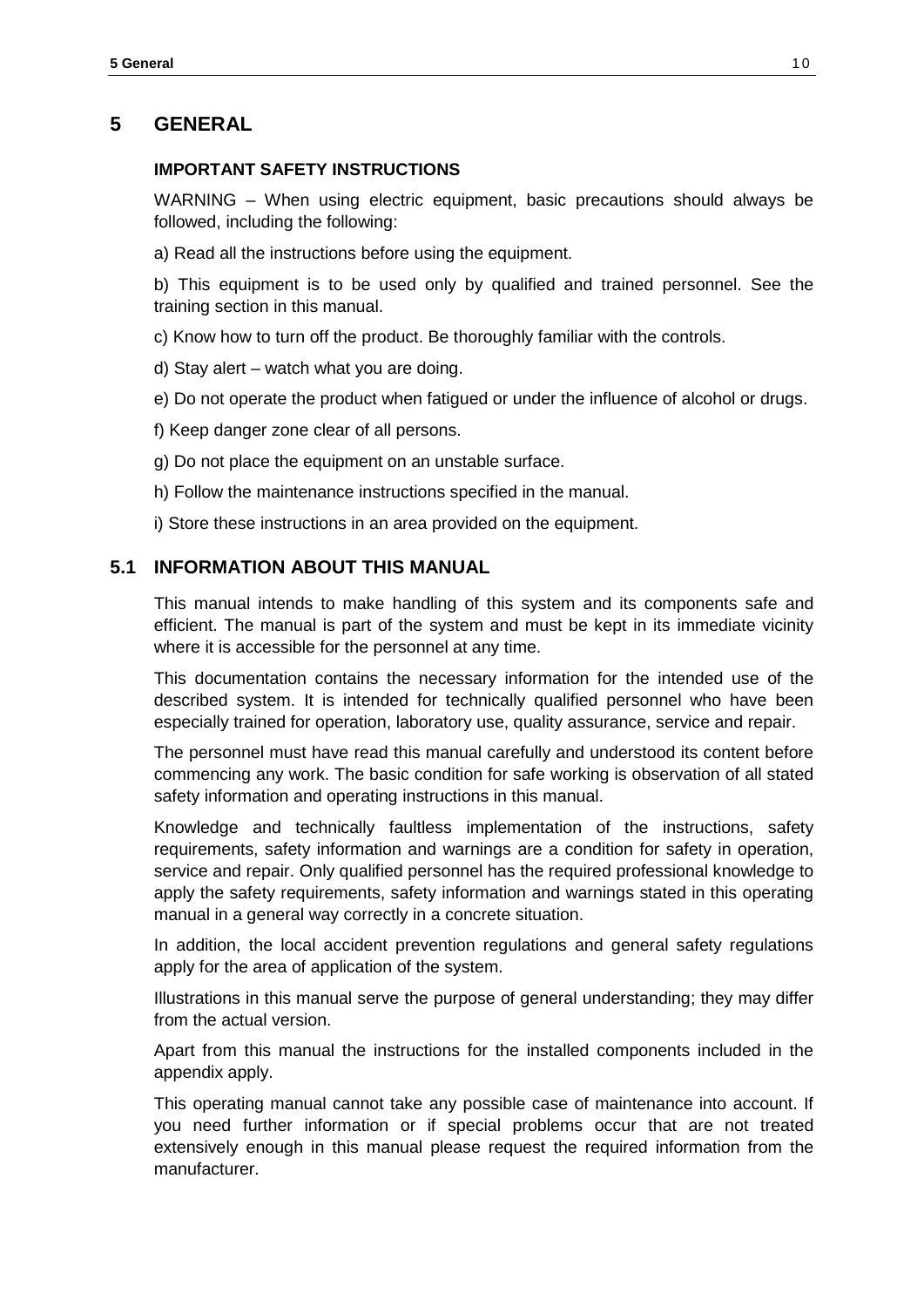# 5 GENERAL

**IMPORTANT SAFETY INSTRUCTIONS**

WARNING – When using electric equipment, basic precautions should always be followed, including the following:

a) Read all the instructions before using the equipment.

b) This equipment is to be used only by qualified and trained personnel. See the training section in this manual.

c) Know how to turn off the product. Be thoroughly familiar with the controls.

d) Stay alert – watch what you are doing.

e) Do not operate the product when fatigued or under the influence of alcohol or drugs.

f) Keep danger zone clear of all persons.

g) Do not place the equipment on an unstable surface.

h) Follow the maintenance instructions specified in the manual.

i) Store these instructions in an area provided on the equipment.

## 5.1 INFORMATION ABOUT THIS MANUAL

This manual intends to make handling of this system and its components safe and efficient. The manual is part of the system and must be kept in its immediate vicinity where it is accessible for the personnel at any time.

This documentation contains the necessary information for the intended use of the described system. It is intended for technically qualified personnel who have been especially trained for operation, laboratory use, quality assurance, service and repair.

The personnel must have read this manual carefully and understood its content before commencing any work. The basic condition for safe working is observation of all stated safety information and operating instructions in this manual.

Knowledge and technically faultless implementation of the instructions, safety requirements, safety information and warnings are a condition for safety in operation, service and repair. Only qualified personnel has the required professional knowledge to apply the safety requirements, safety information and warnings stated in this operating manual in a general way correctly in a concrete situation.

In addition, the local accident prevention regulations and general safety regulations apply for the area of application of the system.

Illustrations in this manual serve the purpose of general understanding; they may differ from the actual version.

Apart from this manual the instructions for the installed components included in the appendix apply.

This operating manual cannot take any possible case of maintenance into account. If you need further information or if special problems occur that are not treated extensively enough in this manual please request the required information from the manufacturer.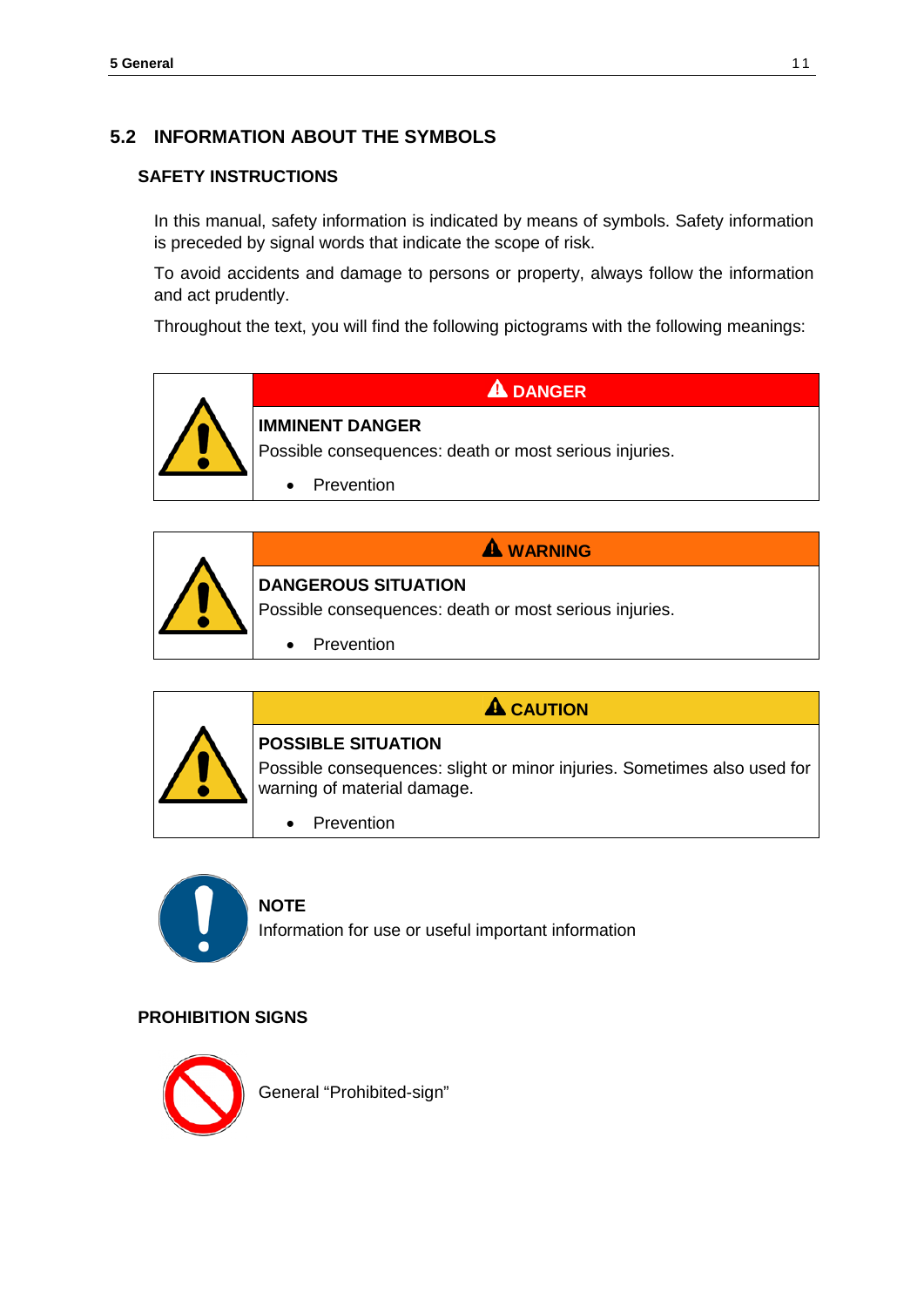## 5.2 INFORMATION ABOUT THE SYMBOLS

### SAFETY INSTRUCTIONS

In this manual, safety information is indicated by means of symbols. Safety information is preceded by signal words that indicate the scope of risk.

To avoid accidents and damage to persons or property, always follow the information and act prudently.

Throughout the text, you will find the following pictograms with the following meanings:

| | |
|---|---|
| | **DANGER** |
| | **IMMINENT DANGER**<br>Possible consequences: death or most serious injuries.<br>• Prevention |

| | |
|---|---|
| | **WARNING** |
| | **DANGEROUS SITUATION**<br>Possible consequences: death or most serious injuries.<br>• Prevention |

| | |
|---|---|
| | **CAUTION** |
| | **POSSIBLE SITUATION**<br>Possible consequences: slight or minor injuries. Sometimes also used for warning of material damage.<br>• Prevention |

**NOTE**
Information for use or useful important information

### PROHIBITION SIGNS

General “Prohibited-sign”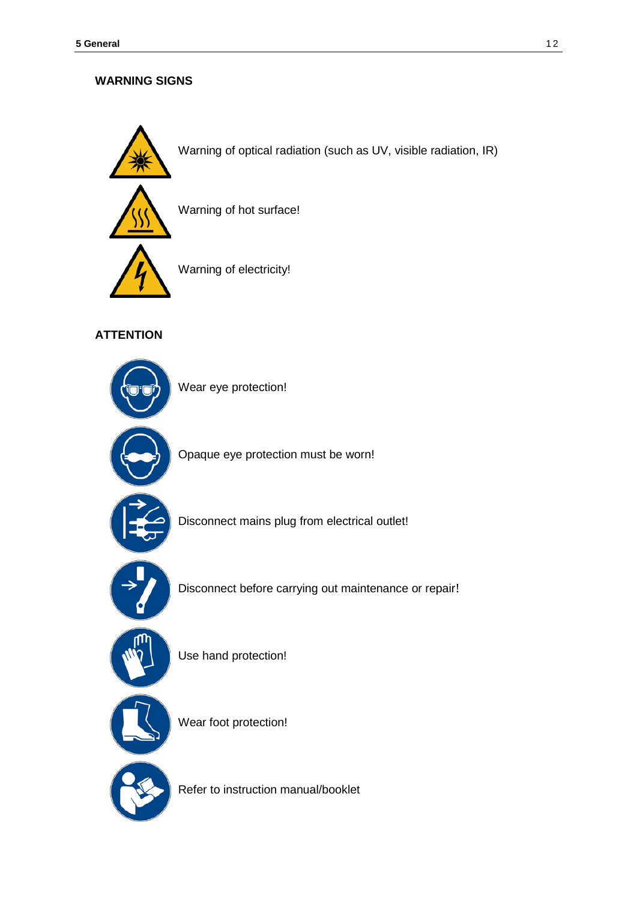## WARNING SIGNS

Warning of optical radiation (such as UV, visible radiation, IR)

Warning of hot surface!

Warning of electricity!

## ATTENTION

Wear eye protection!

Opaque eye protection must be worn!

Disconnect mains plug from electrical outlet!

Disconnect before carrying out maintenance or repair!

Use hand protection!

Wear foot protection!

Refer to instruction manual/booklet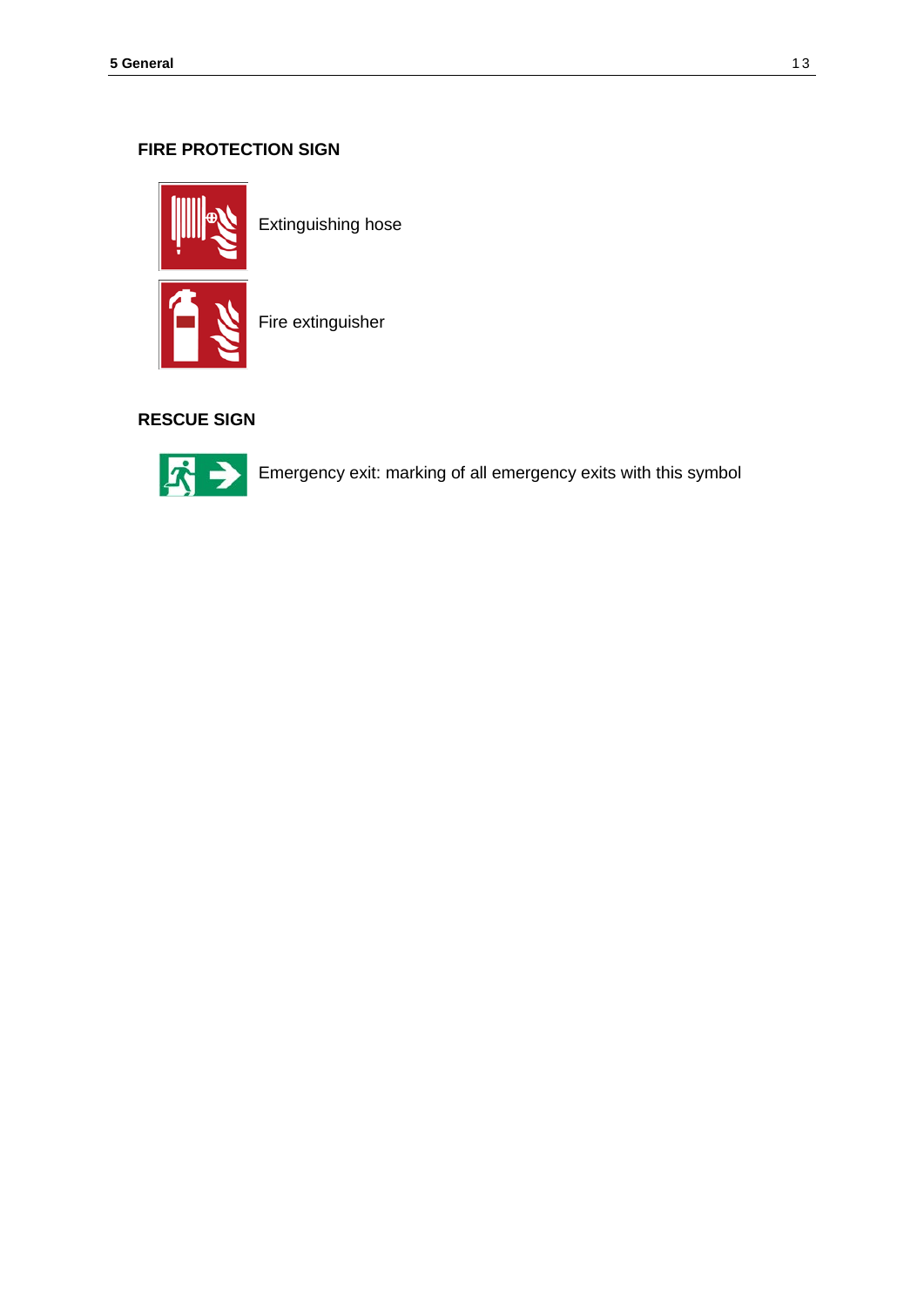## FIRE PROTECTION SIGN

Extinguishing hose

Fire extinguisher

## RESCUE SIGN

Emergency exit: marking of all emergency exits with this symbol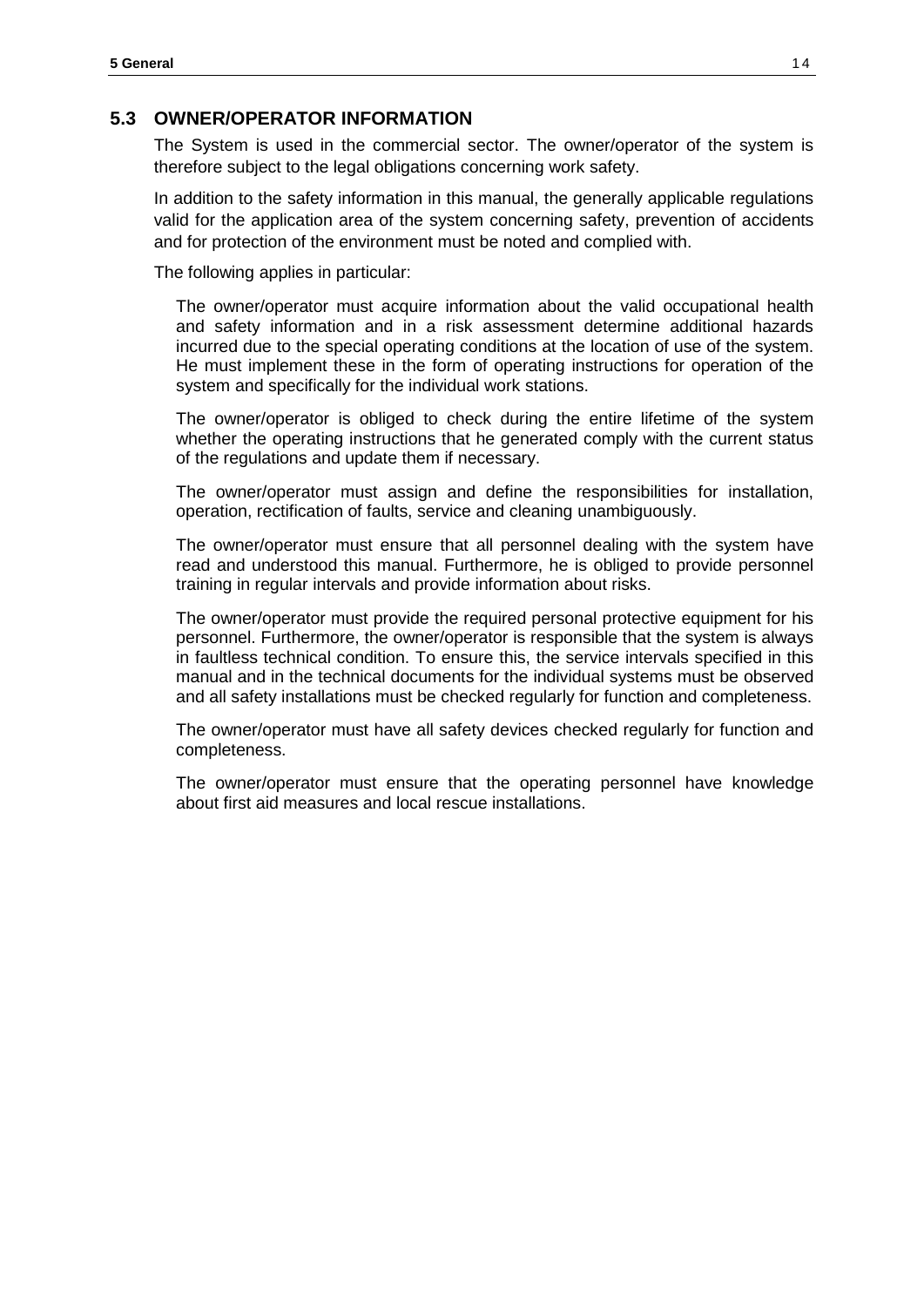## 5.3 OWNER/OPERATOR INFORMATION

The System is used in the commercial sector. The owner/operator of the system is therefore subject to the legal obligations concerning work safety.

In addition to the safety information in this manual, the generally applicable regulations valid for the application area of the system concerning safety, prevention of accidents and for protection of the environment must be noted and complied with.

The following applies in particular:

The owner/operator must acquire information about the valid occupational health and safety information and in a risk assessment determine additional hazards incurred due to the special operating conditions at the location of use of the system. He must implement these in the form of operating instructions for operation of the system and specifically for the individual work stations.

The owner/operator is obliged to check during the entire lifetime of the system whether the operating instructions that he generated comply with the current status of the regulations and update them if necessary.

The owner/operator must assign and define the responsibilities for installation, operation, rectification of faults, service and cleaning unambiguously.

The owner/operator must ensure that all personnel dealing with the system have read and understood this manual. Furthermore, he is obliged to provide personnel training in regular intervals and provide information about risks.

The owner/operator must provide the required personal protective equipment for his personnel. Furthermore, the owner/operator is responsible that the system is always in faultless technical condition. To ensure this, the service intervals specified in this manual and in the technical documents for the individual systems must be observed and all safety installations must be checked regularly for function and completeness.

The owner/operator must have all safety devices checked regularly for function and completeness.

The owner/operator must ensure that the operating personnel have knowledge about first aid measures and local rescue installations.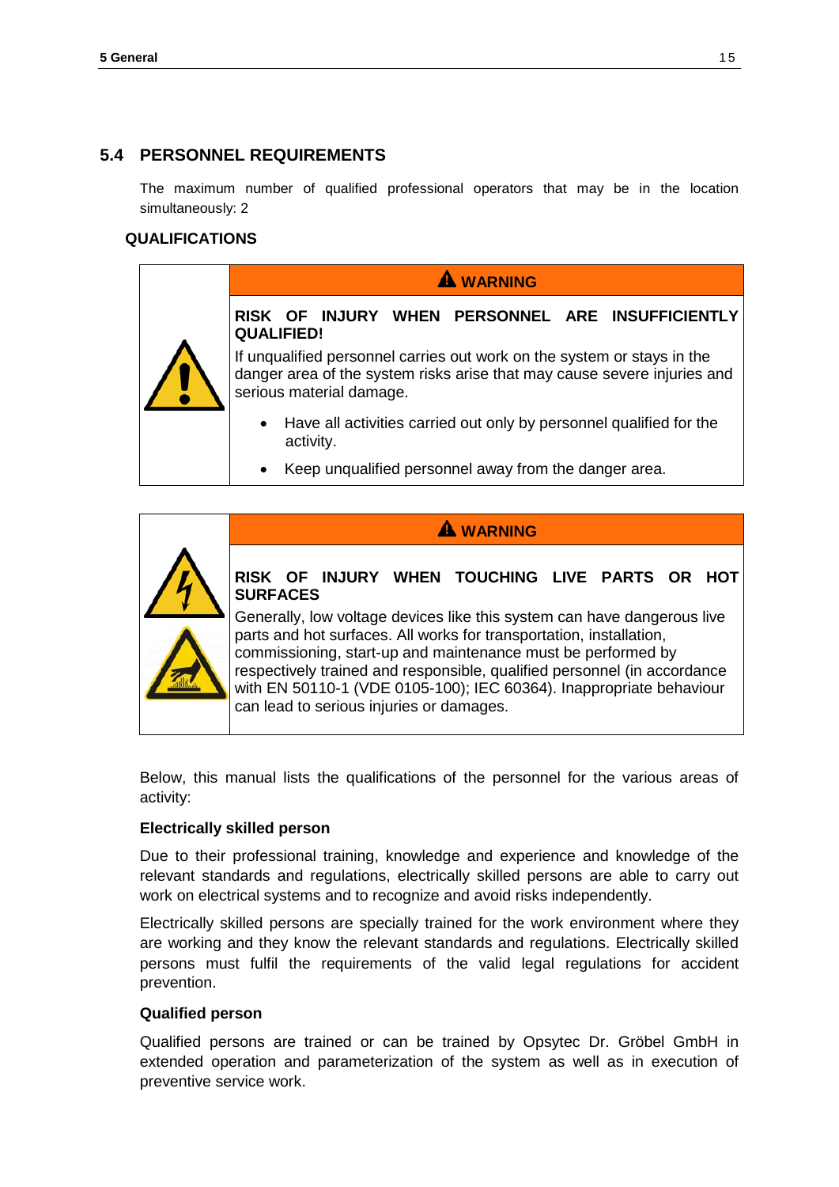## 5.4 PERSONNEL REQUIREMENTS

The maximum number of qualified professional operators that may be in the location simultaneously: 2

### QUALIFICATIONS

**⚠ WARNING**

**RISK OF INJURY WHEN PERSONNEL ARE INSUFFICIENTLY QUALIFIED!**

If unqualified personnel carries out work on the system or stays in the danger area of the system risks arise that may cause severe injuries and serious material damage.

- Have all activities carried out only by personnel qualified for the activity.
- Keep unqualified personnel away from the danger area.

**⚠ WARNING**

**RISK OF INJURY WHEN TOUCHING LIVE PARTS OR HOT SURFACES**

Generally, low voltage devices like this system can have dangerous live parts and hot surfaces. All works for transportation, installation, commissioning, start-up and maintenance must be performed by respectively trained and responsible, qualified personnel (in accordance with EN 50110-1 (VDE 0105-100); IEC 60364). Inappropriate behaviour can lead to serious injuries or damages.

Below, this manual lists the qualifications of the personnel for the various areas of activity:

**Electrically skilled person**

Due to their professional training, knowledge and experience and knowledge of the relevant standards and regulations, electrically skilled persons are able to carry out work on electrical systems and to recognize and avoid risks independently.

Electrically skilled persons are specially trained for the work environment where they are working and they know the relevant standards and regulations. Electrically skilled persons must fulfil the requirements of the valid legal regulations for accident prevention.

**Qualified person**

Qualified persons are trained or can be trained by Opsytec Dr. Gröbel GmbH in extended operation and parameterization of the system as well as in execution of preventive service work.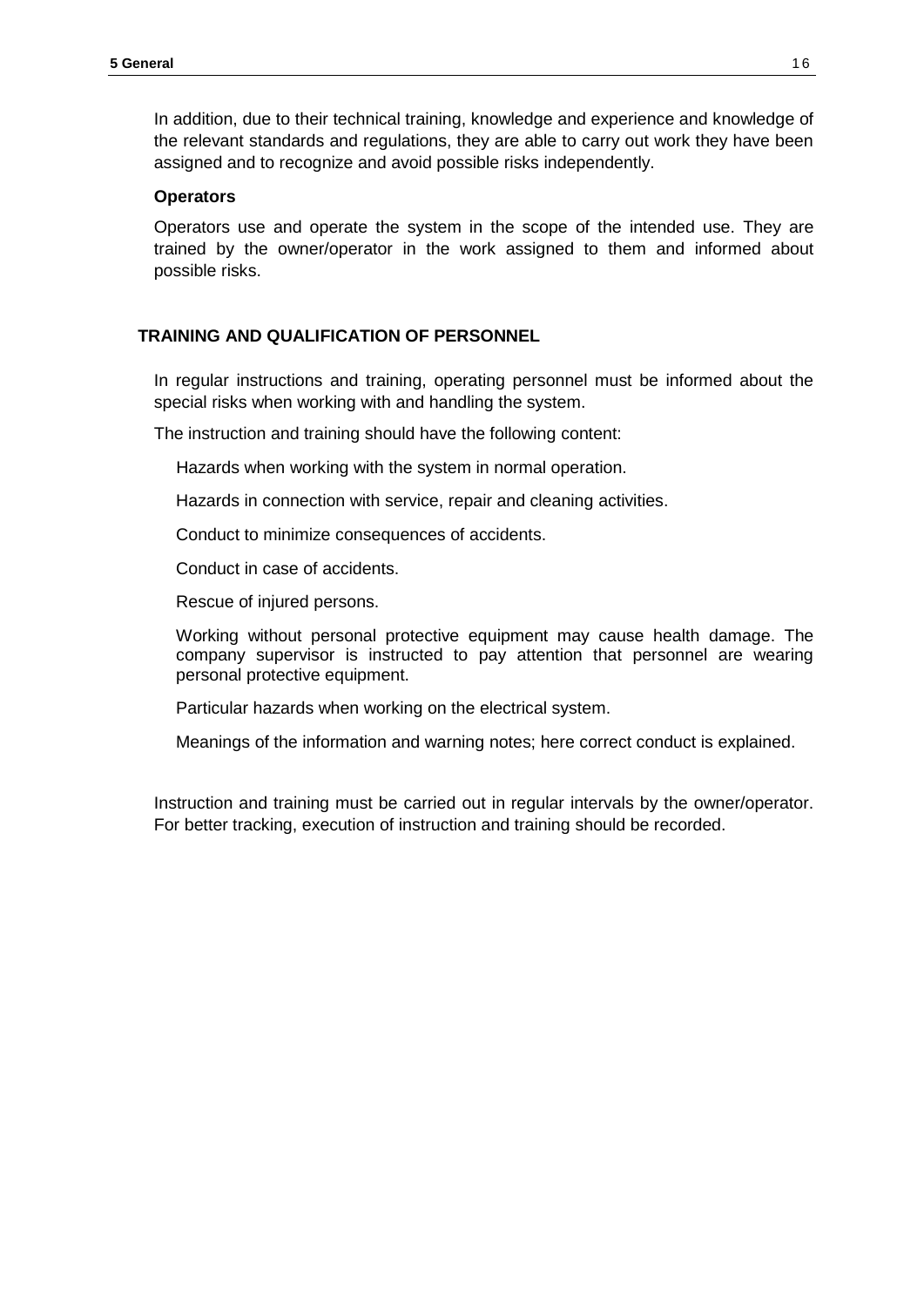In addition, due to their technical training, knowledge and experience and knowledge of the relevant standards and regulations, they are able to carry out work they have been assigned and to recognize and avoid possible risks independently.

**Operators**

Operators use and operate the system in the scope of the intended use. They are trained by the owner/operator in the work assigned to them and informed about possible risks.

## TRAINING AND QUALIFICATION OF PERSONNEL

In regular instructions and training, operating personnel must be informed about the special risks when working with and handling the system.

The instruction and training should have the following content:

- Hazards when working with the system in normal operation.
- Hazards in connection with service, repair and cleaning activities.
- Conduct to minimize consequences of accidents.
- Conduct in case of accidents.
- Rescue of injured persons.
- Working without personal protective equipment may cause health damage. The company supervisor is instructed to pay attention that personnel are wearing personal protective equipment.
- Particular hazards when working on the electrical system.
- Meanings of the information and warning notes; here correct conduct is explained.

Instruction and training must be carried out in regular intervals by the owner/operator. For better tracking, execution of instruction and training should be recorded.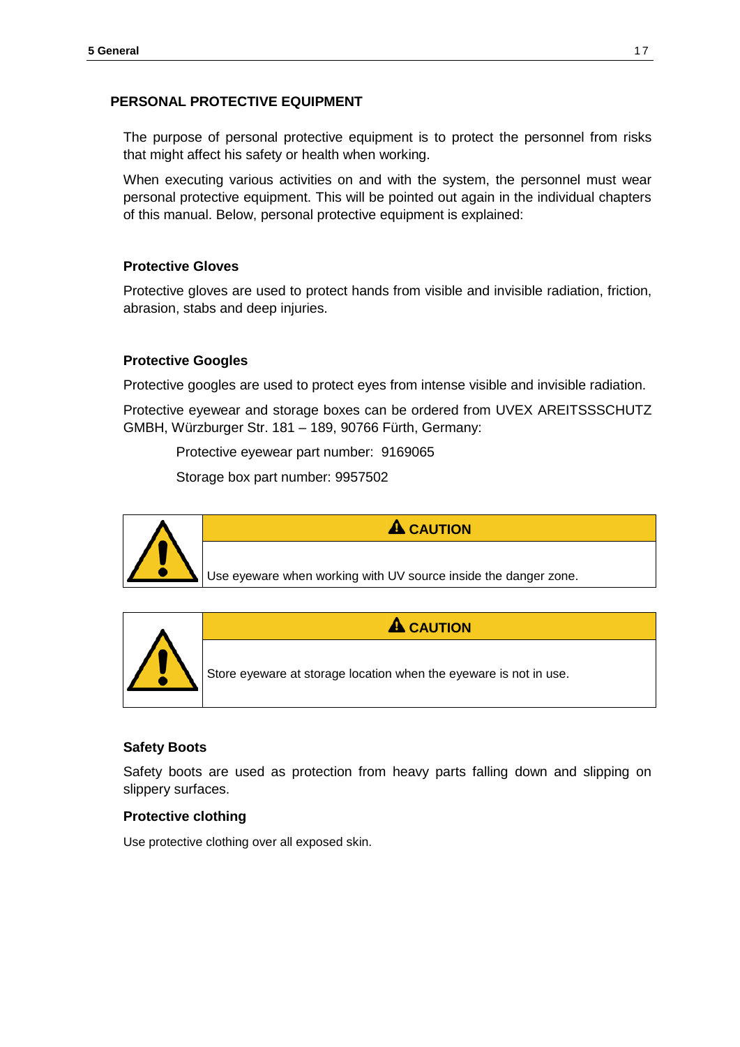## PERSONAL PROTECTIVE EQUIPMENT

The purpose of personal protective equipment is to protect the personnel from risks that might affect his safety or health when working.

When executing various activities on and with the system, the personnel must wear personal protective equipment. This will be pointed out again in the individual chapters of this manual. Below, personal protective equipment is explained:

### Protective Gloves

Protective gloves are used to protect hands from visible and invisible radiation, friction, abrasion, stabs and deep injuries.

### Protective Googles

Protective googles are used to protect eyes from intense visible and invisible radiation.

Protective eyewear and storage boxes can be ordered from UVEX AREITSSSCHUTZ GMBH, Würzburger Str. 181 – 189, 90766 Fürth, Germany:

Protective eyewear part number: 9169065

Storage box part number: 9957502

> **CAUTION**
>
> Use eyeware when working with UV source inside the danger zone.

> **CAUTION**
>
> Store eyeware at storage location when the eyeware is not in use.

### Safety Boots

Safety boots are used as protection from heavy parts falling down and slipping on slippery surfaces.

### Protective clothing

Use protective clothing over all exposed skin.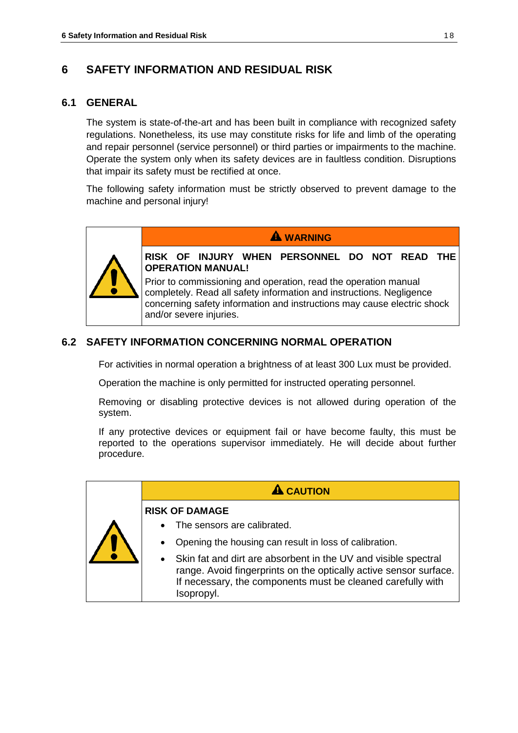# 6 SAFETY INFORMATION AND RESIDUAL RISK

## 6.1 GENERAL

The system is state-of-the-art and has been built in compliance with recognized safety regulations. Nonetheless, its use may constitute risks for life and limb of the operating and repair personnel (service personnel) or third parties or impairments to the machine. Operate the system only when its safety devices are in faultless condition. Disruptions that impair its safety must be rectified at once.

The following safety information must be strictly observed to prevent damage to the machine and personal injury!

| | |
|---|---|
| | **⚠ WARNING** |
| ⚠ | **RISK OF INJURY WHEN PERSONNEL DO NOT READ THE OPERATION MANUAL!**<br>Prior to commissioning and operation, read the operation manual completely. Read all safety information and instructions. Negligence concerning safety information and instructions may cause electric shock and/or severe injuries. |

## 6.2 SAFETY INFORMATION CONCERNING NORMAL OPERATION

For activities in normal operation a brightness of at least 300 Lux must be provided.

Operation the machine is only permitted for instructed operating personnel.

Removing or disabling protective devices is not allowed during operation of the system.

If any protective devices or equipment fail or have become faulty, this must be reported to the operations supervisor immediately. He will decide about further procedure.

| | |
|---|---|
| | **⚠ CAUTION** |
| ⚠ | **RISK OF DAMAGE**<br>• The sensors are calibrated.<br>• Opening the housing can result in loss of calibration.<br>• Skin fat and dirt are absorbent in the UV and visible spectral range. Avoid fingerprints on the optically active sensor surface. If necessary, the components must be cleaned carefully with Isopropyl. |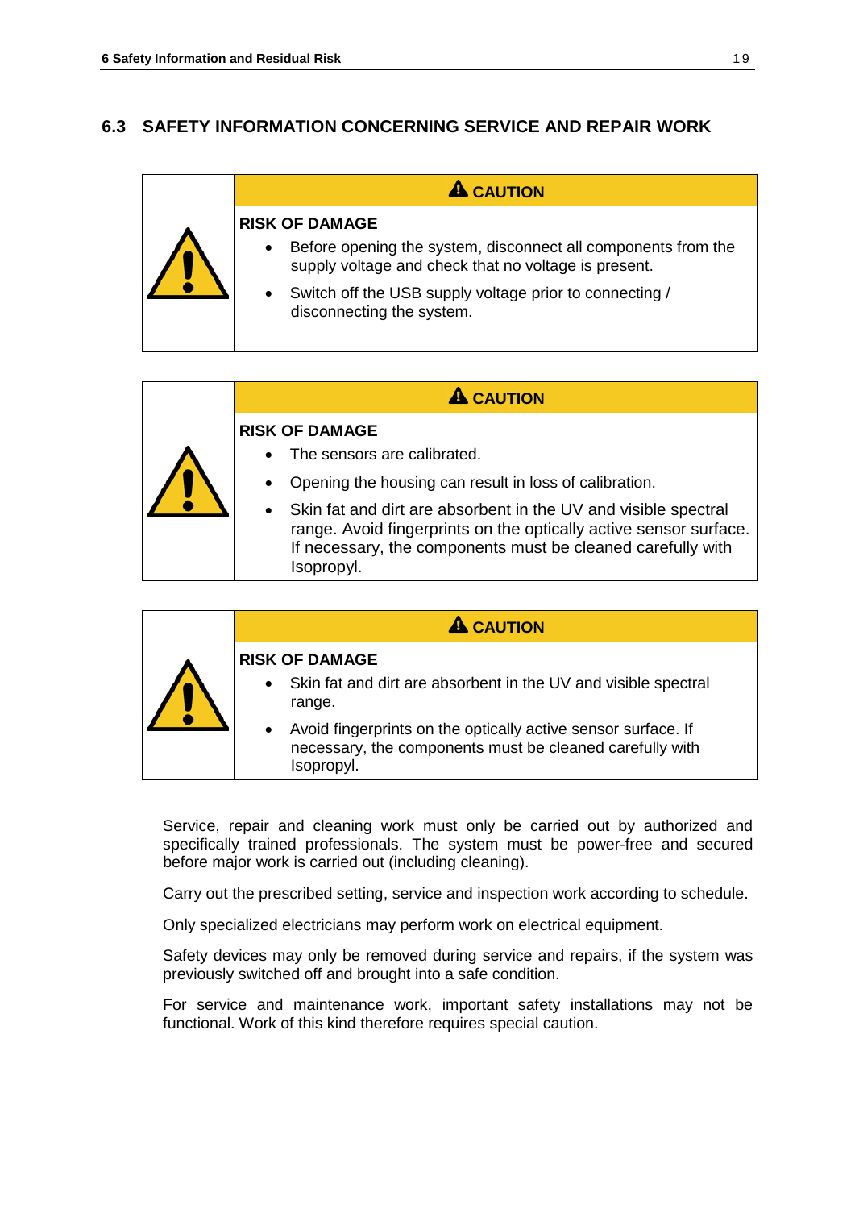## 6.3 SAFETY INFORMATION CONCERNING SERVICE AND REPAIR WORK

> **⚠ CAUTION**
>
> **RISK OF DAMAGE**
>
> - Before opening the system, disconnect all components from the supply voltage and check that no voltage is present.
> - Switch off the USB supply voltage prior to connecting / disconnecting the system.

> **⚠ CAUTION**
>
> **RISK OF DAMAGE**
>
> - The sensors are calibrated.
> - Opening the housing can result in loss of calibration.
> - Skin fat and dirt are absorbent in the UV and visible spectral range. Avoid fingerprints on the optically active sensor surface. If necessary, the components must be cleaned carefully with Isopropyl.

> **⚠ CAUTION**
>
> **RISK OF DAMAGE**
>
> - Skin fat and dirt are absorbent in the UV and visible spectral range.
> - Avoid fingerprints on the optically active sensor surface. If necessary, the components must be cleaned carefully with Isopropyl.

Service, repair and cleaning work must only be carried out by authorized and specifically trained professionals. The system must be power-free and secured before major work is carried out (including cleaning).

Carry out the prescribed setting, service and inspection work according to schedule.

Only specialized electricians may perform work on electrical equipment.

Safety devices may only be removed during service and repairs, if the system was previously switched off and brought into a safe condition.

For service and maintenance work, important safety installations may not be functional. Work of this kind therefore requires special caution.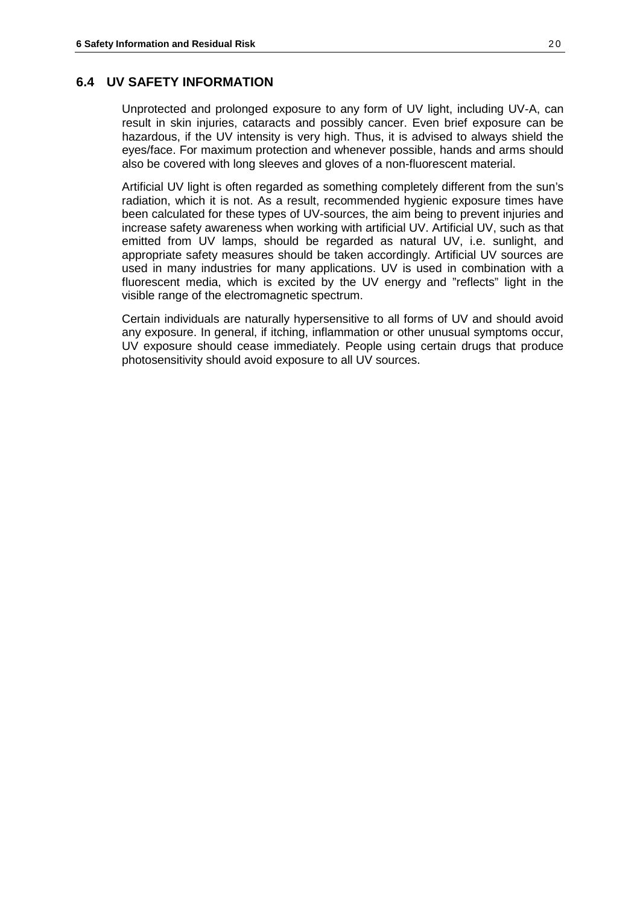## 6.4 UV SAFETY INFORMATION

Unprotected and prolonged exposure to any form of UV light, including UV-A, can result in skin injuries, cataracts and possibly cancer. Even brief exposure can be hazardous, if the UV intensity is very high. Thus, it is advised to always shield the eyes/face. For maximum protection and whenever possible, hands and arms should also be covered with long sleeves and gloves of a non-fluorescent material.

Artificial UV light is often regarded as something completely different from the sun's radiation, which it is not. As a result, recommended hygienic exposure times have been calculated for these types of UV-sources, the aim being to prevent injuries and increase safety awareness when working with artificial UV. Artificial UV, such as that emitted from UV lamps, should be regarded as natural UV, i.e. sunlight, and appropriate safety measures should be taken accordingly. Artificial UV sources are used in many industries for many applications. UV is used in combination with a fluorescent media, which is excited by the UV energy and "reflects" light in the visible range of the electromagnetic spectrum.

Certain individuals are naturally hypersensitive to all forms of UV and should avoid any exposure. In general, if itching, inflammation or other unusual symptoms occur, UV exposure should cease immediately. People using certain drugs that produce photosensitivity should avoid exposure to all UV sources.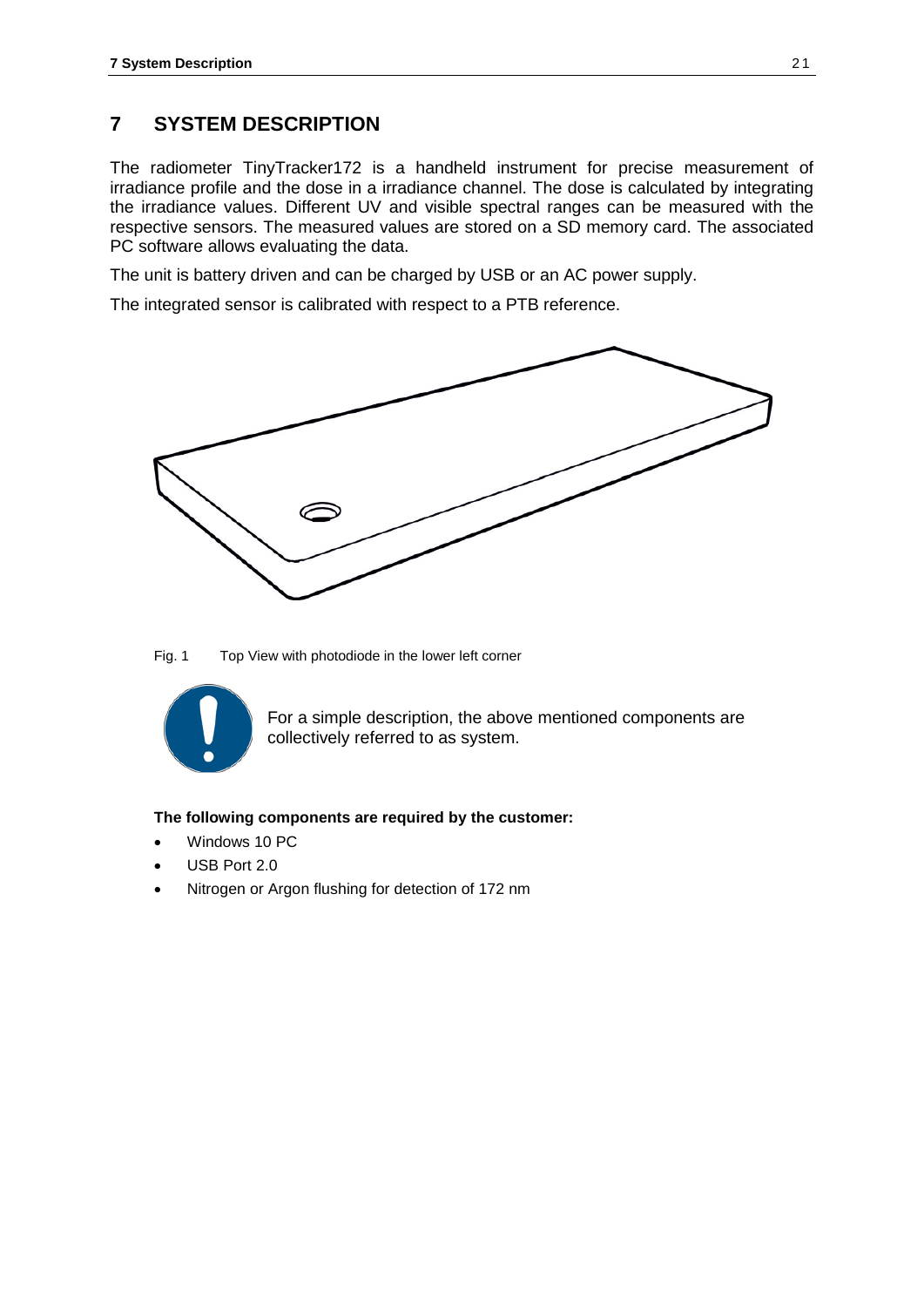# 7 SYSTEM DESCRIPTION

The radiometer TinyTracker172 is a handheld instrument for precise measurement of irradiance profile and the dose in a irradiance channel. The dose is calculated by integrating the irradiance values. Different UV and visible spectral ranges can be measured with the respective sensors. The measured values are stored on a SD memory card. The associated PC software allows evaluating the data.

The unit is battery driven and can be charged by USB or an AC power supply.

The integrated sensor is calibrated with respect to a PTB reference.

Fig. 1 Top View with photodiode in the lower left corner

For a simple description, the above mentioned components are collectively referred to as system.

**The following components are required by the customer:**

- Windows 10 PC
- USB Port 2.0
- Nitrogen or Argon flushing for detection of 172 nm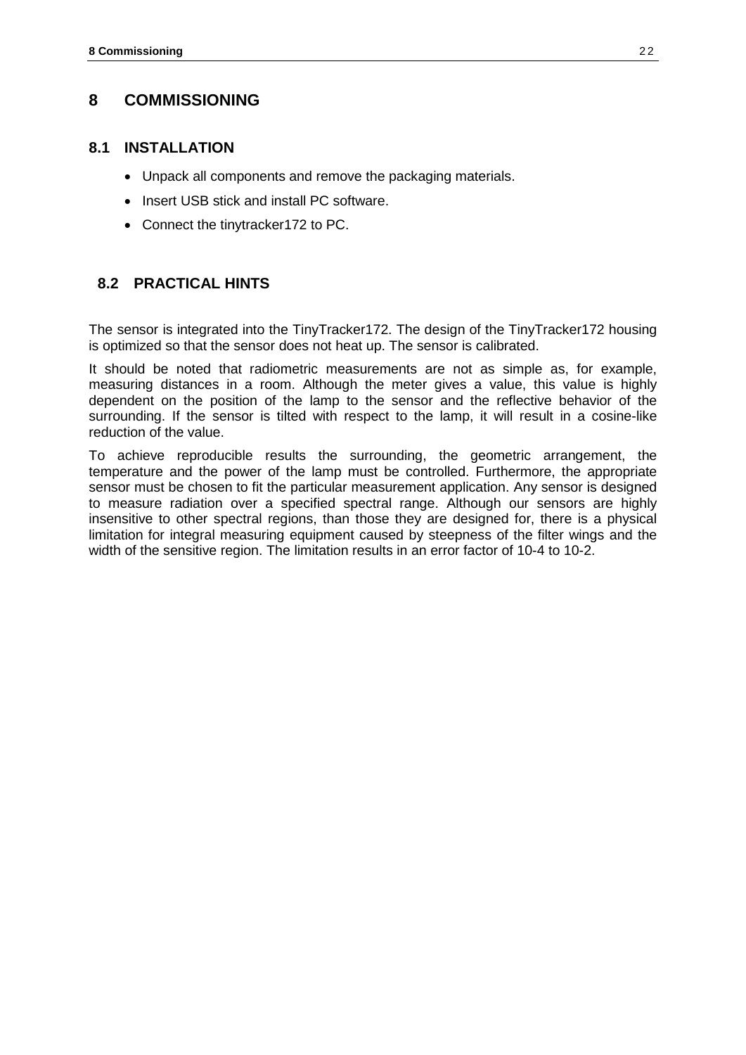# 8 COMMISSIONING

## 8.1 INSTALLATION

- Unpack all components and remove the packaging materials.
- Insert USB stick and install PC software.
- Connect the tinytracker172 to PC.

## 8.2 PRACTICAL HINTS

The sensor is integrated into the TinyTracker172. The design of the TinyTracker172 housing is optimized so that the sensor does not heat up. The sensor is calibrated.

It should be noted that radiometric measurements are not as simple as, for example, measuring distances in a room. Although the meter gives a value, this value is highly dependent on the position of the lamp to the sensor and the reflective behavior of the surrounding. If the sensor is tilted with respect to the lamp, it will result in a cosine-like reduction of the value.

To achieve reproducible results the surrounding, the geometric arrangement, the temperature and the power of the lamp must be controlled. Furthermore, the appropriate sensor must be chosen to fit the particular measurement application. Any sensor is designed to measure radiation over a specified spectral range. Although our sensors are highly insensitive to other spectral regions, than those they are designed for, there is a physical limitation for integral measuring equipment caused by steepness of the filter wings and the width of the sensitive region. The limitation results in an error factor of 10-4 to 10-2.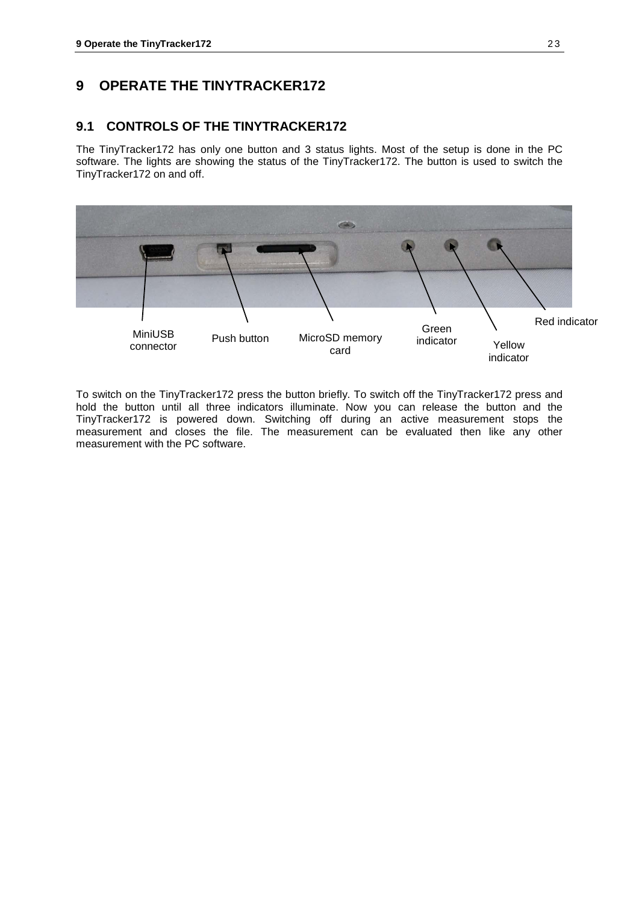# 9 OPERATE THE TINYTRACKER172

## 9.1 CONTROLS OF THE TINYTRACKER172

The TinyTracker172 has only one button and 3 status lights. Most of the setup is done in the PC software. The lights are showing the status of the TinyTracker172. The button is used to switch the TinyTracker172 on and off.

MiniUSB connector

Push button

MicroSD memory card

Green indicator

Yellow indicator

Red indicator

To switch on the TinyTracker172 press the button briefly. To switch off the TinyTracker172 press and hold the button until all three indicators illuminate. Now you can release the button and the TinyTracker172 is powered down. Switching off during an active measurement stops the measurement and closes the file. The measurement can be evaluated then like any other measurement with the PC software.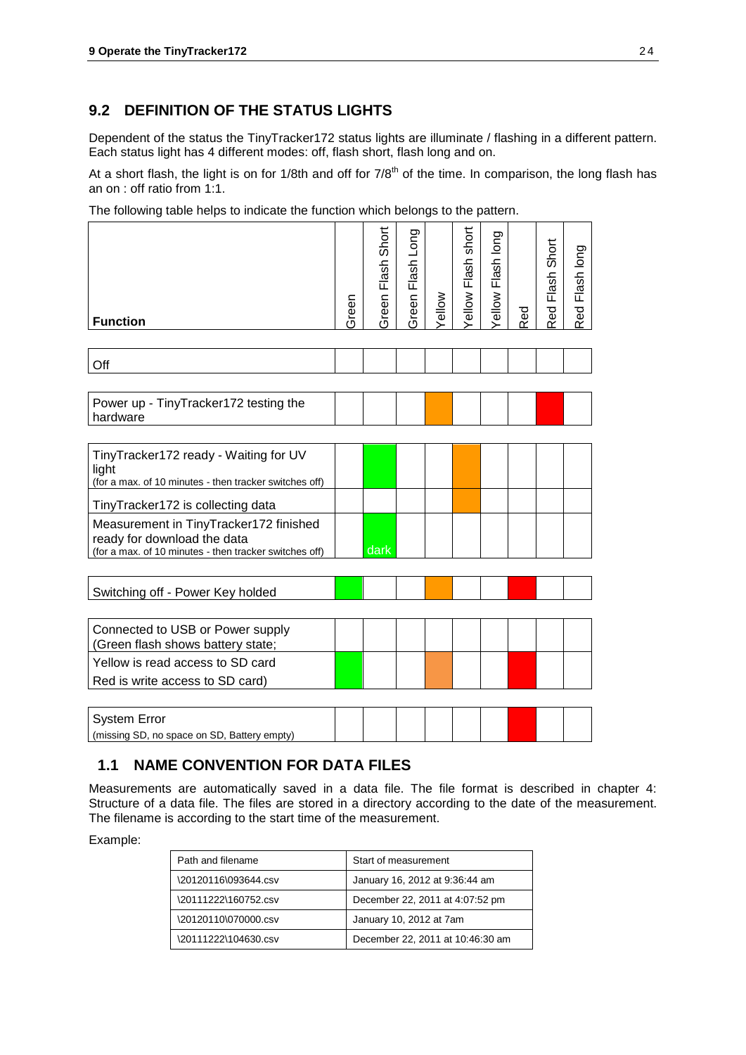## 9.2 DEFINITION OF THE STATUS LIGHTS

Dependent of the status the TinyTracker172 status lights are illuminate / flashing in a different pattern. Each status light has 4 different modes: off, flash short, flash long and on.

At a short flash, the light is on for 1/8th and off for 7/8th of the time. In comparison, the long flash has an on : off ratio from 1:1.

The following table helps to indicate the function which belongs to the pattern.

| Function | Green | Green Flash Short | Green Flash Long | Yellow | Yellow Flash short | Yellow Flash long | Red | Red Flash Short | Red Flash long |
|---|---|---|---|---|---|---|---|---|---|
| Off | | | | | | | | | |
| Power up - TinyTracker172 testing the hardware | | | | X | | | | X | |
| TinyTracker172 ready - Waiting for UV light (for a max. of 10 minutes - then tracker switches off) | | X | | | X | | | | |
| TinyTracker172 is collecting data | | | | | X | | | | |
| Measurement in TinyTracker172 finished ready for download the data (for a max. of 10 minutes - then tracker switches off) | | X (dark) | | | | | | | |
| Switching off - Power Key holded | X | | | X | | | X | | |
| Connected to USB or Power supply (Green flash shows battery state; | | | | | | | | | |
| Yellow is read access to SD card<br>Red is write access to SD card) | X | | | X | | | X | | |
| System Error (missing SD, no space on SD, Battery empty) | | | | | | | X | | |

## 1.1 NAME CONVENTION FOR DATA FILES

Measurements are automatically saved in a data file. The file format is described in chapter 4: Structure of a data file. The files are stored in a directory according to the date of the measurement. The filename is according to the start time of the measurement.

Example:

| Path and filename | Start of measurement |
|---|---|
| \20120116\093644.csv | January 16, 2012 at 9:36:44 am |
| \20111222\160752.csv | December 22, 2011 at 4:07:52 pm |
| \20120110\070000.csv | January 10, 2012 at 7am |
| \20111222\104630.csv | December 22, 2011 at 10:46:30 am |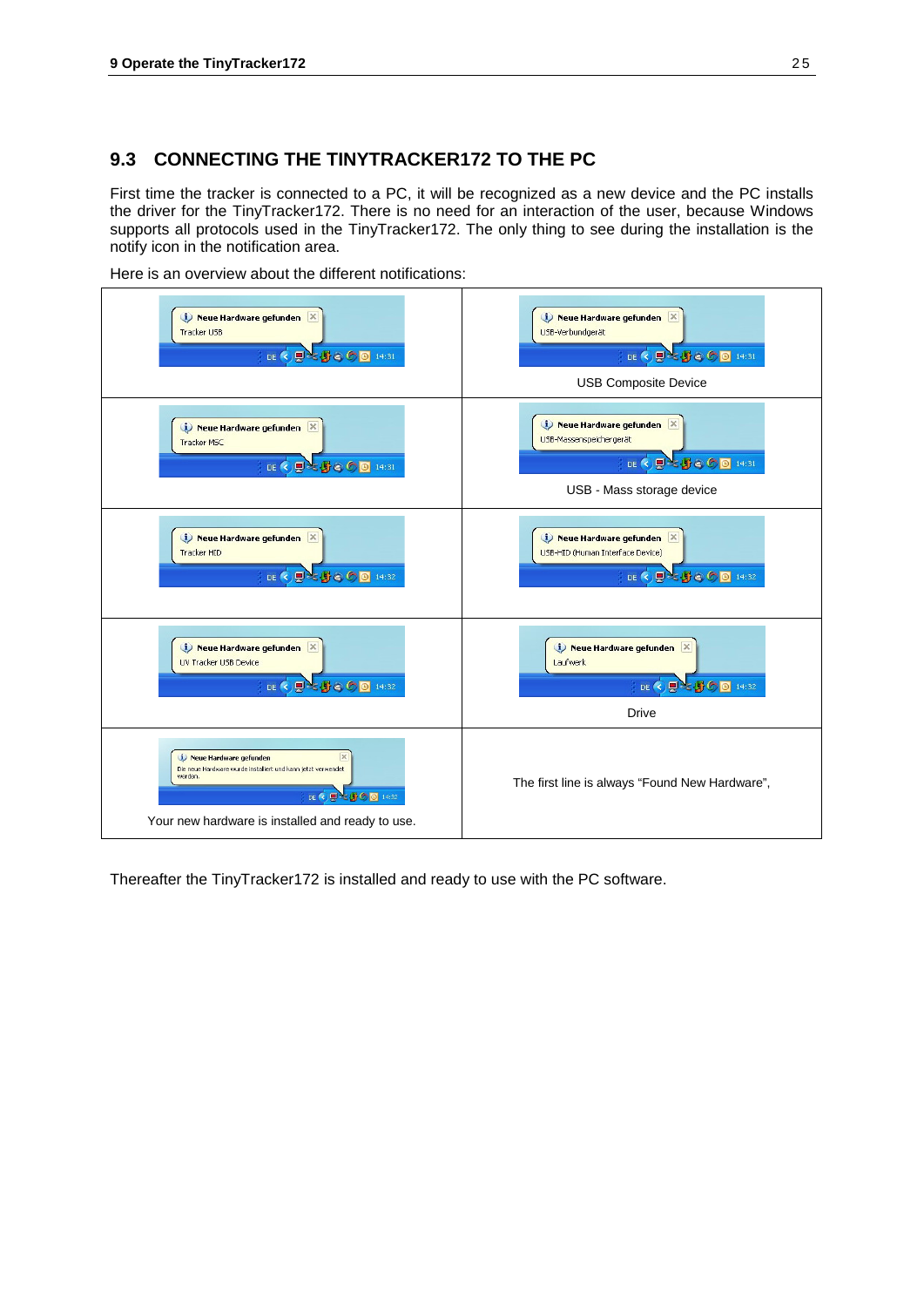## 9.3 CONNECTING THE TINYTRACKER172 TO THE PC

First time the tracker is connected to a PC, it will be recognized as a new device and the PC installs the driver for the TinyTracker172. There is no need for an interaction of the user, because Windows supports all protocols used in the TinyTracker172. The only thing to see during the installation is the notify icon in the notification area.

Here is an overview about the different notifications:

| | |
|---|---|
| Neue Hardware gefunden<br>Tracker USB | Neue Hardware gefunden<br>USB-Verbundgerät<br>USB Composite Device |
| Neue Hardware gefunden<br>Tracker MSC | Neue Hardware gefunden<br>USB-Massenspeichergerät<br>USB - Mass storage device |
| Neue Hardware gefunden<br>Tracker HID | Neue Hardware gefunden<br>USB-HID (Human Interface Device) |
| Neue Hardware gefunden<br>UV Tracker USB Device | Neue Hardware gefunden<br>Laufwerk<br>Drive |
| Neue Hardware gefunden<br>Die neue Hardware wurde installiert und kann jetzt verwendet werden.<br>Your new hardware is installed and ready to use. | The first line is always "Found New Hardware", |

Thereafter the TinyTracker172 is installed and ready to use with the PC software.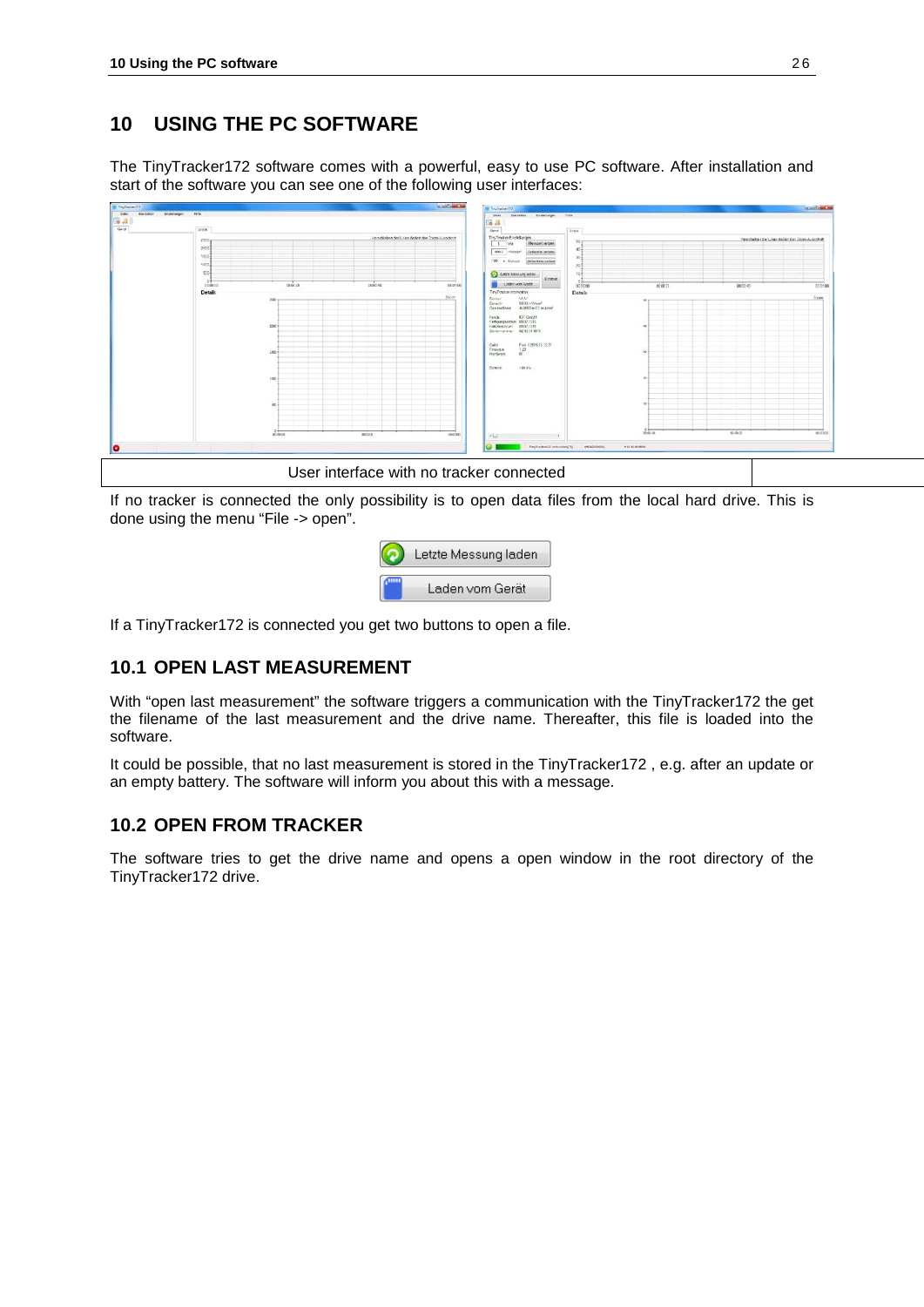# 10 USING THE PC SOFTWARE

The TinyTracker172 software comes with a powerful, easy to use PC software. After installation and start of the software you can see one of the following user interfaces:

User interface with no tracker connected

If no tracker is connected the only possibility is to open data files from the local hard drive. This is done using the menu "File -> open".

Letzte Messung laden

Laden vom Gerät

If a TinyTracker172 is connected you get two buttons to open a file.

## 10.1 OPEN LAST MEASUREMENT

With "open last measurement" the software triggers a communication with the TinyTracker172 the get the filename of the last measurement and the drive name. Thereafter, this file is loaded into the software.

It could be possible, that no last measurement is stored in the TinyTracker172 , e.g. after an update or an empty battery. The software will inform you about this with a message.

## 10.2 OPEN FROM TRACKER

The software tries to get the drive name and opens a open window in the root directory of the TinyTracker172 drive.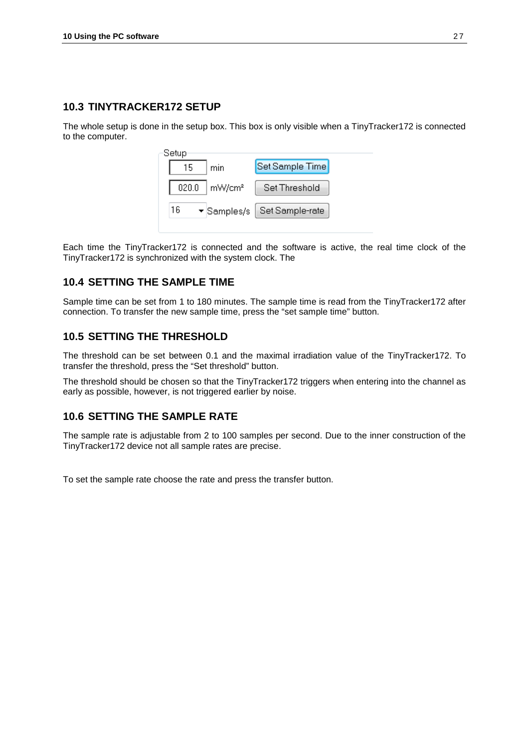## 10.3 TINYTRACKER172 SETUP

The whole setup is done in the setup box. This box is only visible when a TinyTracker172 is connected to the computer.

Setup

15 min Set Sample Time

020.0 mW/cm² Set Threshold

16 Samples/s Set Sample-rate

Each time the TinyTracker172 is connected and the software is active, the real time clock of the TinyTracker172 is synchronized with the system clock. The

## 10.4 SETTING THE SAMPLE TIME

Sample time can be set from 1 to 180 minutes. The sample time is read from the TinyTracker172 after connection. To transfer the new sample time, press the “set sample time” button.

## 10.5 SETTING THE THRESHOLD

The threshold can be set between 0.1 and the maximal irradiation value of the TinyTracker172. To transfer the threshold, press the “Set threshold” button.

The threshold should be chosen so that the TinyTracker172 triggers when entering into the channel as early as possible, however, is not triggered earlier by noise.

## 10.6 SETTING THE SAMPLE RATE

The sample rate is adjustable from 2 to 100 samples per second. Due to the inner construction of the TinyTracker172 device not all sample rates are precise.

To set the sample rate choose the rate and press the transfer button.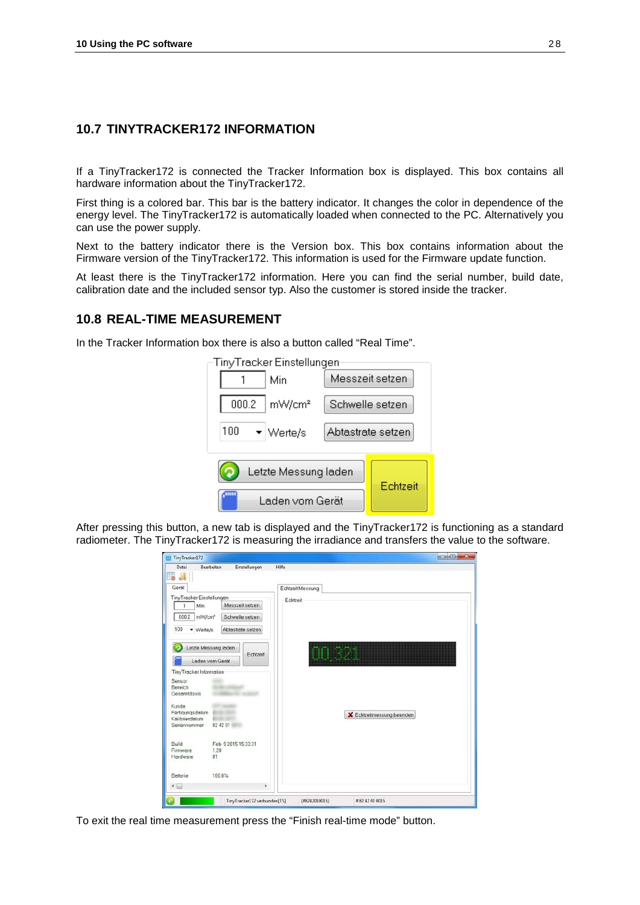## 10.7 TINYTRACKER172 INFORMATION

If a TinyTracker172 is connected the Tracker Information box is displayed. This box contains all hardware information about the TinyTracker172.

First thing is a colored bar. This bar is the battery indicator. It changes the color in dependence of the energy level. The TinyTracker172 is automatically loaded when connected to the PC. Alternatively you can use the power supply.

Next to the battery indicator there is the Version box. This box contains information about the Firmware version of the TinyTracker172. This information is used for the Firmware update function.

At least there is the TinyTracker172 information. Here you can find the serial number, build date, calibration date and the included sensor typ. Also the customer is stored inside the tracker.

## 10.8 REAL-TIME MEASUREMENT

In the Tracker Information box there is also a button called “Real Time”.

After pressing this button, a new tab is displayed and the TinyTracker172 is functioning as a standard radiometer. The TinyTracker172 is measuring the irradiance and transfers the value to the software.

To exit the real time measurement press the “Finish real-time mode” button.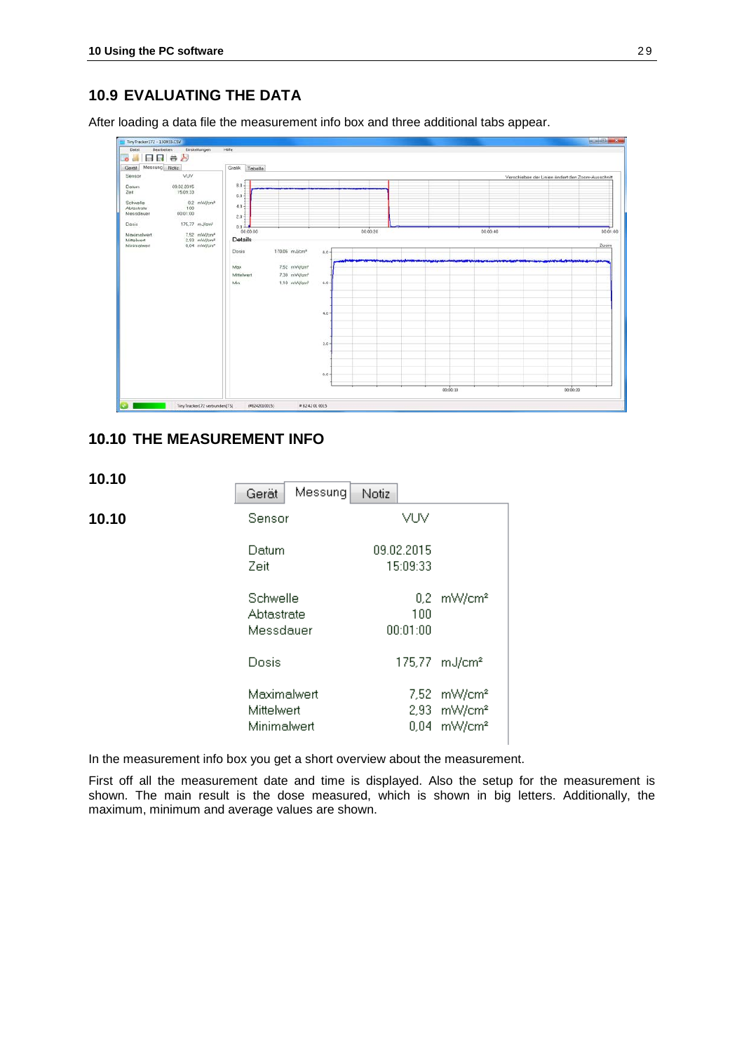## 10.9 EVALUATING THE DATA

After loading a data file the measurement info box and three additional tabs appear.

## 10.10 THE MEASUREMENT INFO

| Gerät | Messung | Notiz |
|---|---|---|
| Sensor | VUV | |
| Datum | 09.02.2015 | |
| Zeit | 15:09:33 | |
| Schwelle | 0,2 | mW/cm² |
| Abtastrate | 100 | |
| Messdauer | 00:01:00 | |
| Dosis | 175,77 | mJ/cm² |
| Maximalwert | 7,52 | mW/cm² |
| Mittelwert | 2,93 | mW/cm² |
| Minimalwert | 0,04 | mW/cm² |

In the measurement info box you get a short overview about the measurement.

First off all the measurement date and time is displayed. Also the setup for the measurement is shown. The main result is the dose measured, which is shown in big letters. Additionally, the maximum, minimum and average values are shown.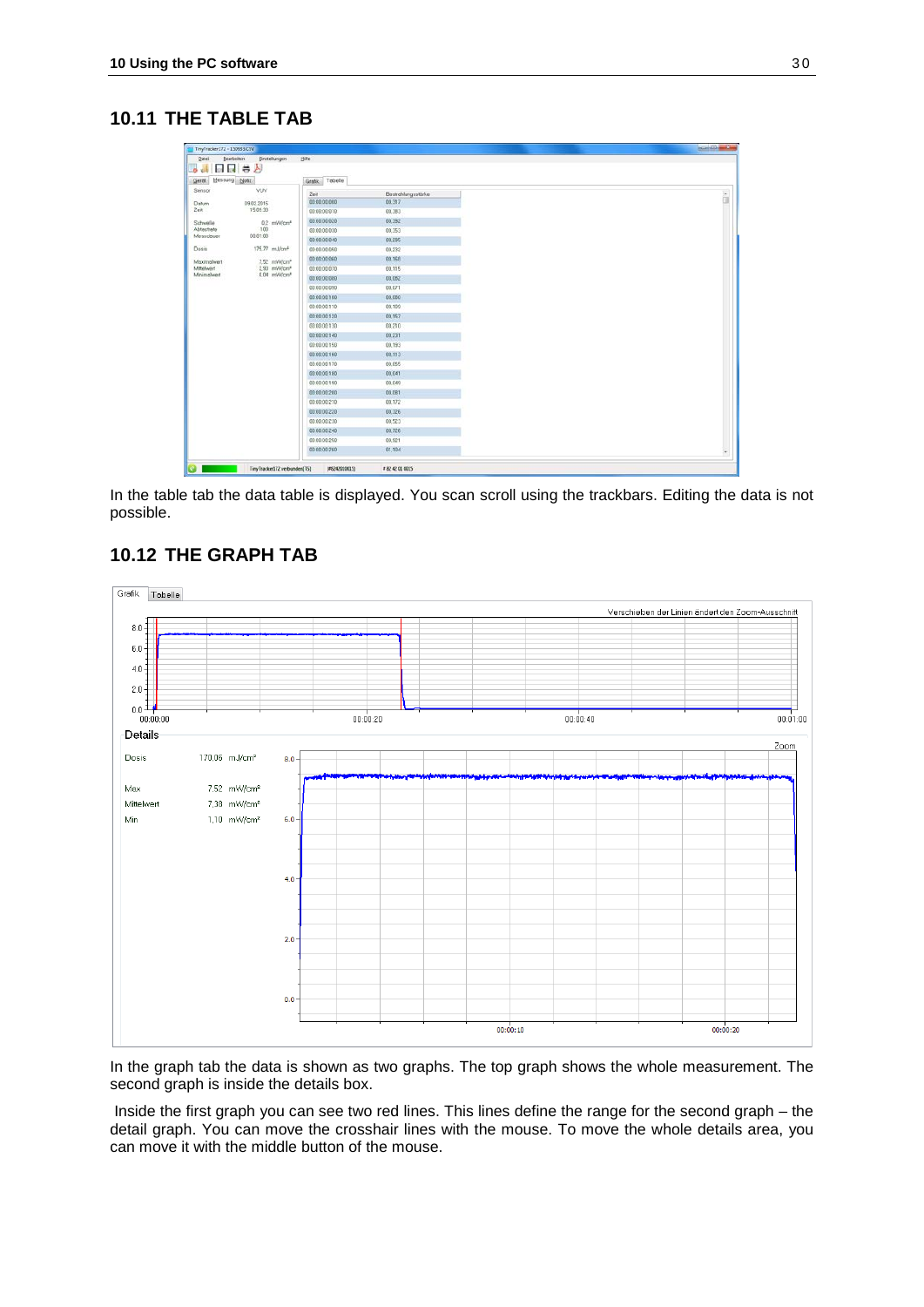## 10.11 THE TABLE TAB

In the table tab the data table is displayed. You scan scroll using the trackbars. Editing the data is not possible.

## 10.12 THE GRAPH TAB

In the graph tab the data is shown as two graphs. The top graph shows the whole measurement. The second graph is inside the details box.

Inside the first graph you can see two red lines. This lines define the range for the second graph – the detail graph. You can move the crosshair lines with the mouse. To move the whole details area, you can move it with the middle button of the mouse.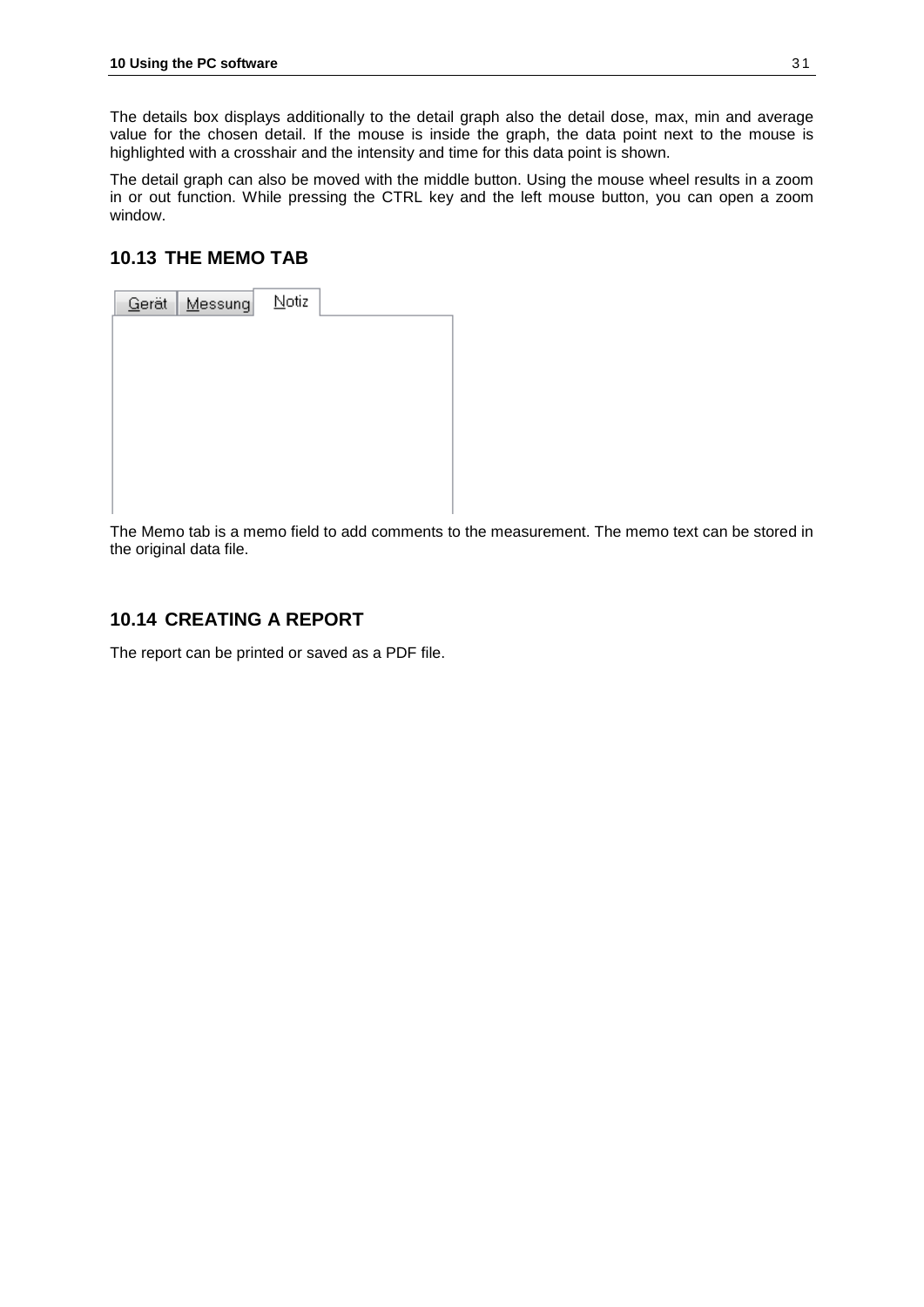The details box displays additionally to the detail graph also the detail dose, max, min and average value for the chosen detail. If the mouse is inside the graph, the data point next to the mouse is highlighted with a crosshair and the intensity and time for this data point is shown.

The detail graph can also be moved with the middle button. Using the mouse wheel results in a zoom in or out function. While pressing the CTRL key and the left mouse button, you can open a zoom window.

## 10.13 THE MEMO TAB

Gerät | Messung | Notiz

The Memo tab is a memo field to add comments to the measurement. The memo text can be stored in the original data file.

## 10.14 CREATING A REPORT

The report can be printed or saved as a PDF file.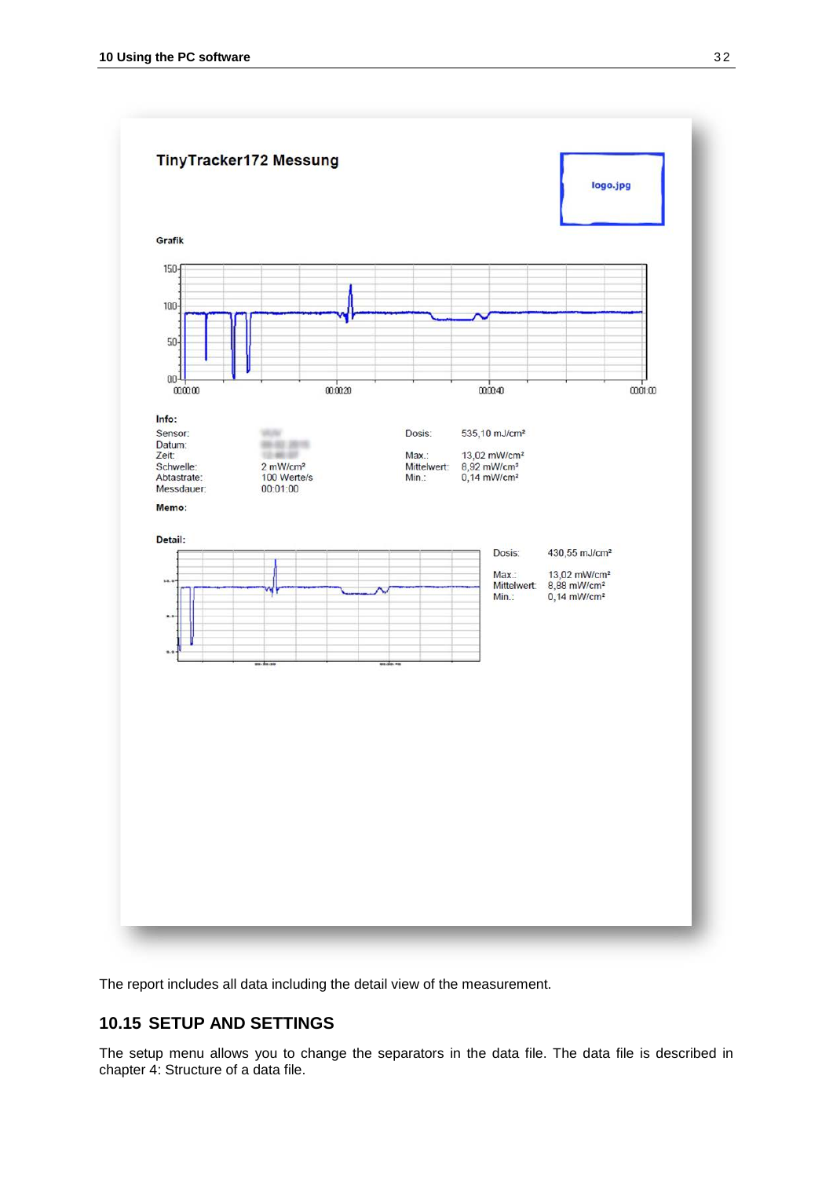TinyTracker172 Messung

logo.jpg

Grafik

150
100
50
00
00:00:00
00:00:20
00:00:40
00:01:00

Info:

Sensor:
Datum:
Zeit:
Schwelle: 2 mW/cm²
Abtastrate: 100 Werte/s
Messdauer: 00:01:00

Dosis: 535,10 mJ/cm²

Max.: 13,02 mW/cm²
Mittelwert: 8,92 mW/cm²
Min.: 0,14 mW/cm²

Memo:

Detail:

Dosis: 430,55 mJ/cm²

Max.: 13,02 mW/cm²
Mittelwert: 8,88 mW/cm²
Min.: 0,14 mW/cm²

The report includes all data including the detail view of the measurement.

## 10.15 SETUP AND SETTINGS

The setup menu allows you to change the separators in the data file. The data file is described in chapter 4: Structure of a data file.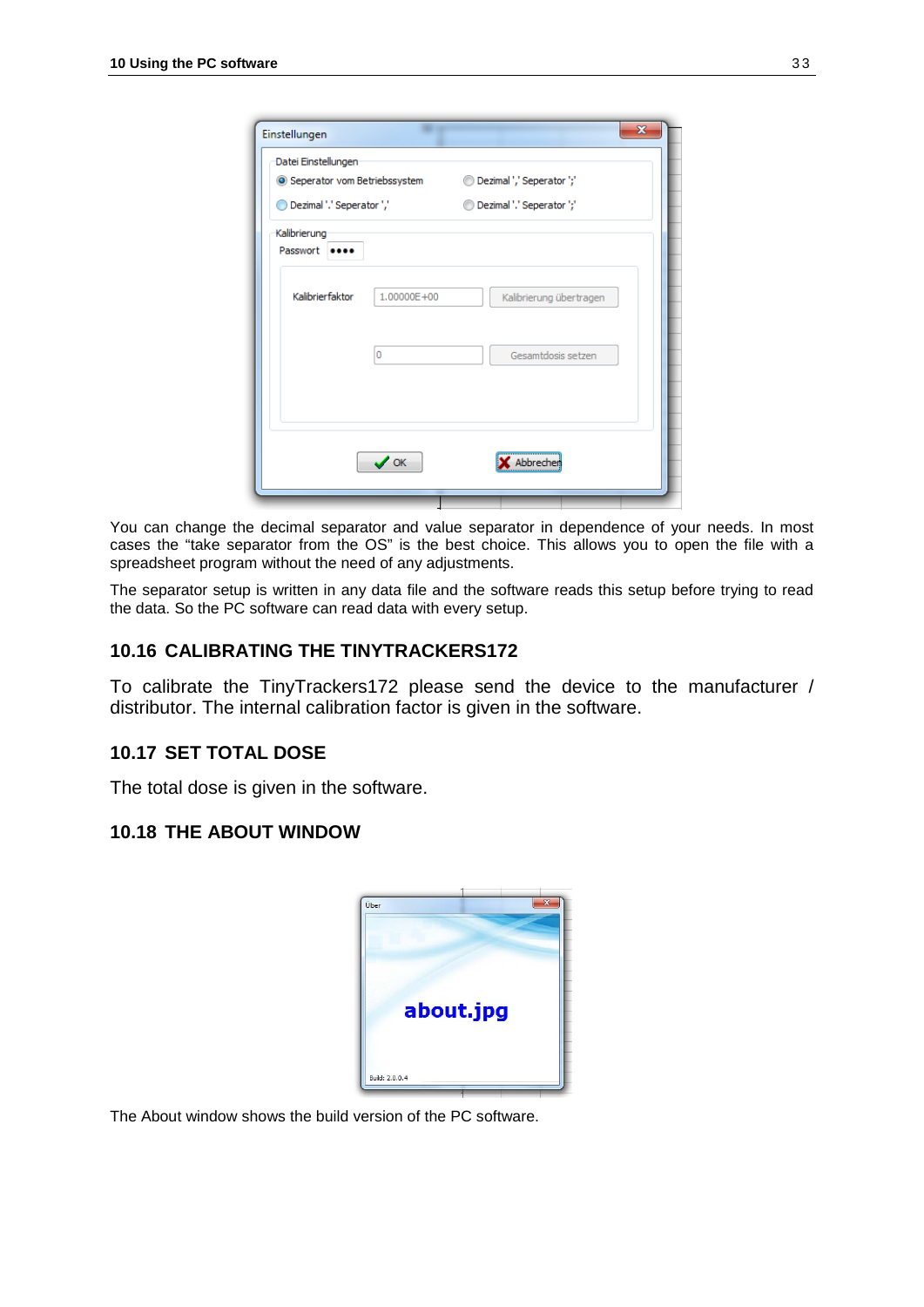You can change the decimal separator and value separator in dependence of your needs. In most cases the “take separator from the OS” is the best choice. This allows you to open the file with a spreadsheet program without the need of any adjustments.

The separator setup is written in any data file and the software reads this setup before trying to read the data. So the PC software can read data with every setup.

## 10.16 CALIBRATING THE TINYTRACKERS172

To calibrate the TinyTrackers172 please send the device to the manufacturer / distributor. The internal calibration factor is given in the software.

## 10.17 SET TOTAL DOSE

The total dose is given in the software.

## 10.18 THE ABOUT WINDOW

The About window shows the build version of the PC software.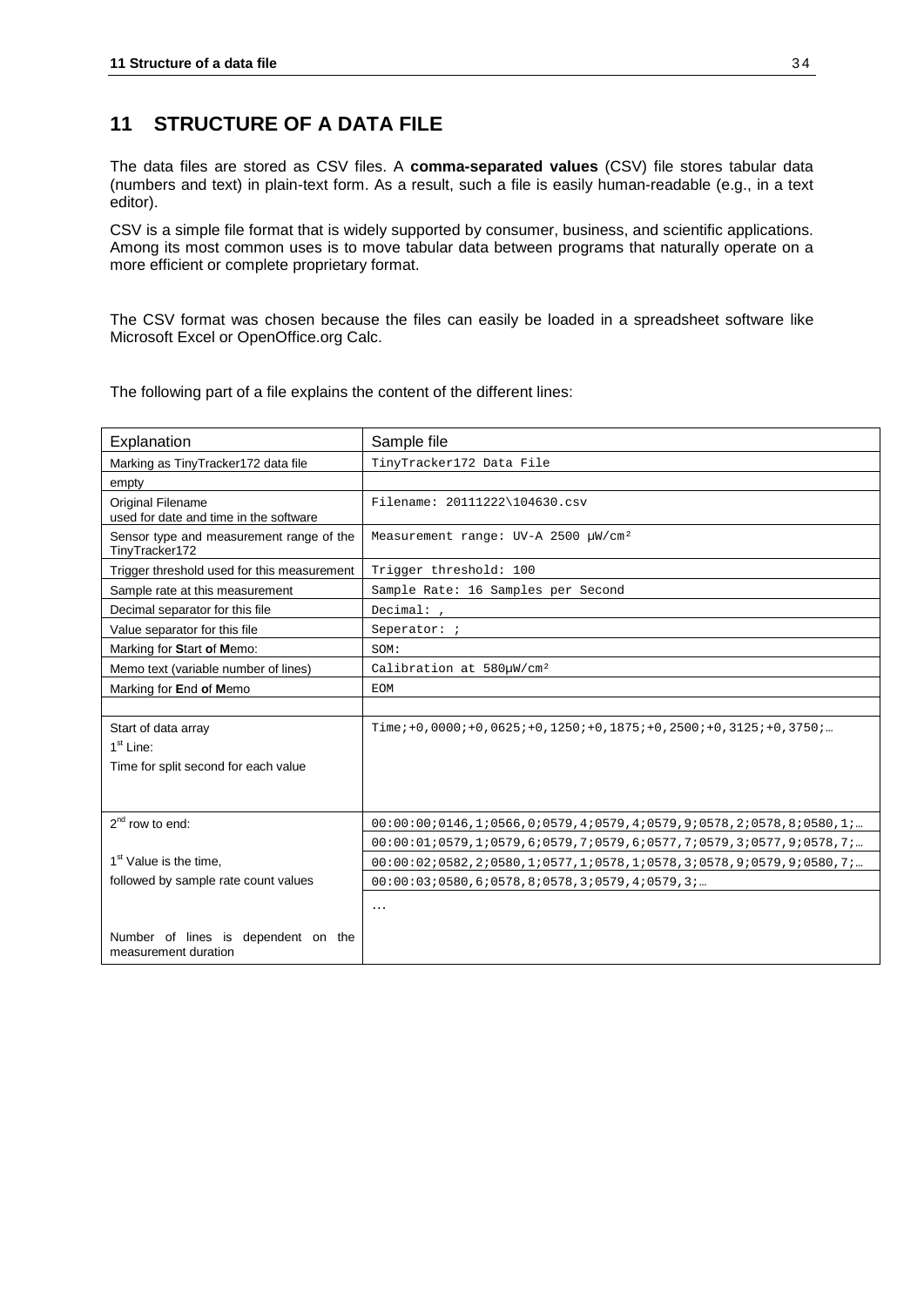# 11 STRUCTURE OF A DATA FILE

The data files are stored as CSV files. A **comma-separated values** (CSV) file stores tabular data (numbers and text) in plain-text form. As a result, such a file is easily human-readable (e.g., in a text editor).

CSV is a simple file format that is widely supported by consumer, business, and scientific applications. Among its most common uses is to move tabular data between programs that naturally operate on a more efficient or complete proprietary format.

The CSV format was chosen because the files can easily be loaded in a spreadsheet software like Microsoft Excel or OpenOffice.org Calc.

The following part of a file explains the content of the different lines:

| Explanation | Sample file |
|---|---|
| Marking as TinyTracker172 data file | TinyTracker172 Data File |
| empty | |
| Original Filename used for date and time in the software | Filename: 20111222\104630.csv |
| Sensor type and measurement range of the TinyTracker172 | Measurement range: UV-A 2500 µW/cm² |
| Trigger threshold used for this measurement | Trigger threshold: 100 |
| Sample rate at this measurement | Sample Rate: 16 Samples per Second |
| Decimal separator for this file | Decimal: , |
| Value separator for this file | Seperator: ; |
| Marking for **S**tart **o**f **M**emo: | SOM: |
| Memo text (variable number of lines) | Calibration at 580µW/cm² |
| Marking for **E**nd **o**f **M**emo | EOM |
| | |
| Start of data array<br>1st Line:<br>Time for split second for each value | Time;+0,0000;+0,0625;+0,1250;+0,1875;+0,2500;+0,3125;+0,3750;… |
| 2nd row to end: | 00:00:00;0146,1;0566,0;0579,4;0579,4;0579,9;0578,2;0578,8;0580,1;… |
| | 00:00:01;0579,1;0579,6;0579,7;0579,6;0577,7;0579,3;0577,9;0578,7;… |
| 1st Value is the time, | 00:00:02;0582,2;0580,1;0577,1;0578,1;0578,3;0578,9;0579,9;0580,7;… |
| followed by sample rate count values | 00:00:03;0580,6;0578,8;0578,3;0579,4;0579,3;… |
| | … |
| Number of lines is dependent on the measurement duration | |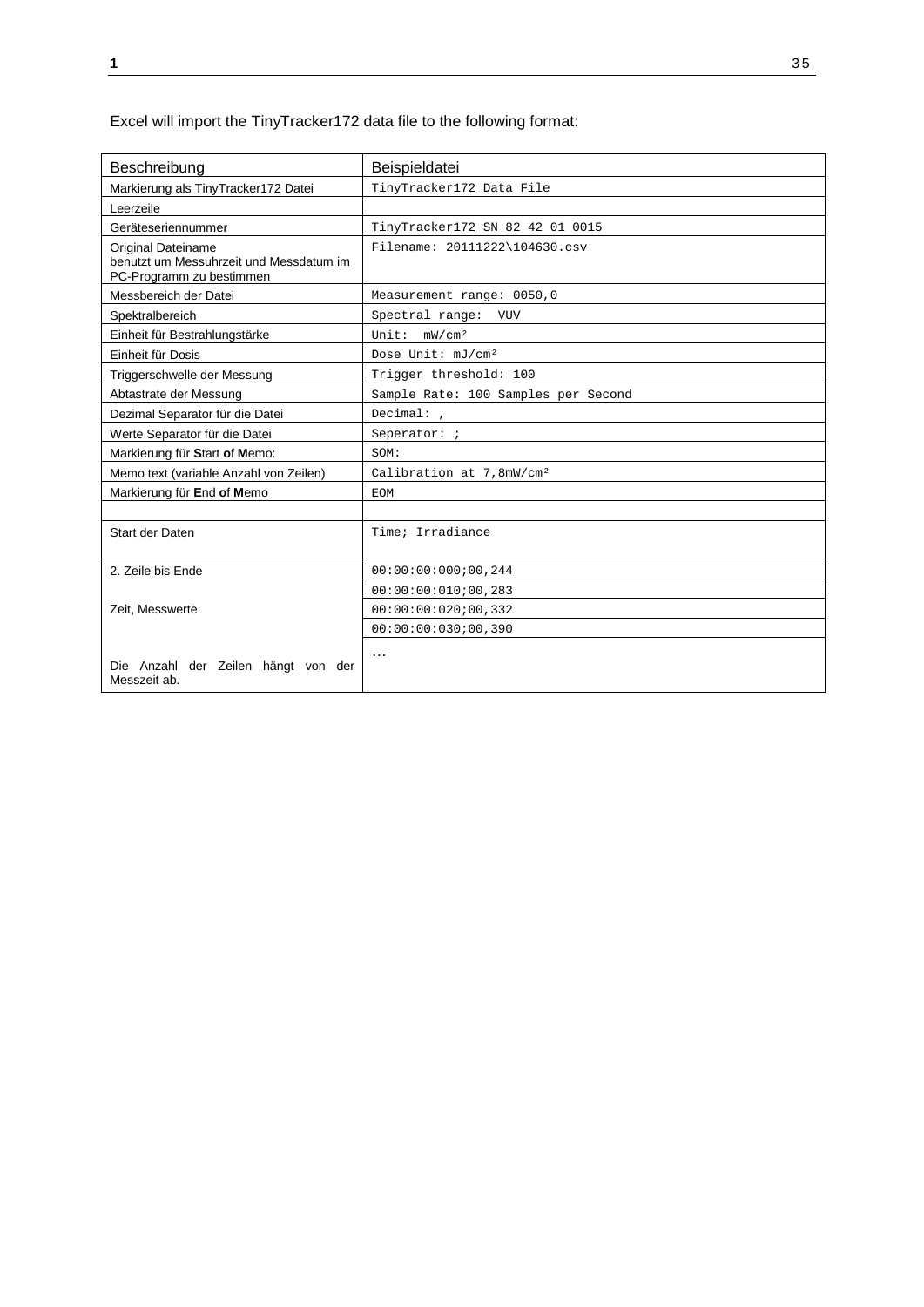Excel will import the TinyTracker172 data file to the following format:

| Beschreibung | Beispieldatei |
|---|---|
| Markierung als TinyTracker172 Datei | TinyTracker172 Data File |
| Leerzeile | |
| Geräteseriennummer | TinyTracker172 SN 82 42 01 0015 |
| Original Dateiname benutzt um Messuhrzeit und Messdatum im PC-Programm zu bestimmen | Filename: 20111222\104630.csv |
| Messbereich der Datei | Measurement range: 0050,0 |
| Spektralbereich | Spectral range: VUV |
| Einheit für Bestrahlungstärke | Unit: mW/cm² |
| Einheit für Dosis | Dose Unit: mJ/cm² |
| Triggerschwelle der Messung | Trigger threshold: 100 |
| Abtastrate der Messung | Sample Rate: 100 Samples per Second |
| Dezimal Separator für die Datei | Decimal: , |
| Werte Separator für die Datei | Seperator: ; |
| Markierung für **S**tart **o**f **M**emo: | SOM: |
| Memo text (variable Anzahl von Zeilen) | Calibration at 7,8mW/cm² |
| Markierung für **E**nd **o**f **M**emo | EOM |
| | |
| Start der Daten | Time; Irradiance |
| 2. Zeile bis Ende | 00:00:00:000;00,244 |
| | 00:00:00:010;00,283 |
| Zeit, Messwerte | 00:00:00:020;00,332 |
| | 00:00:00:030;00,390 |
| Die Anzahl der Zeilen hängt von der Messzeit ab. | … |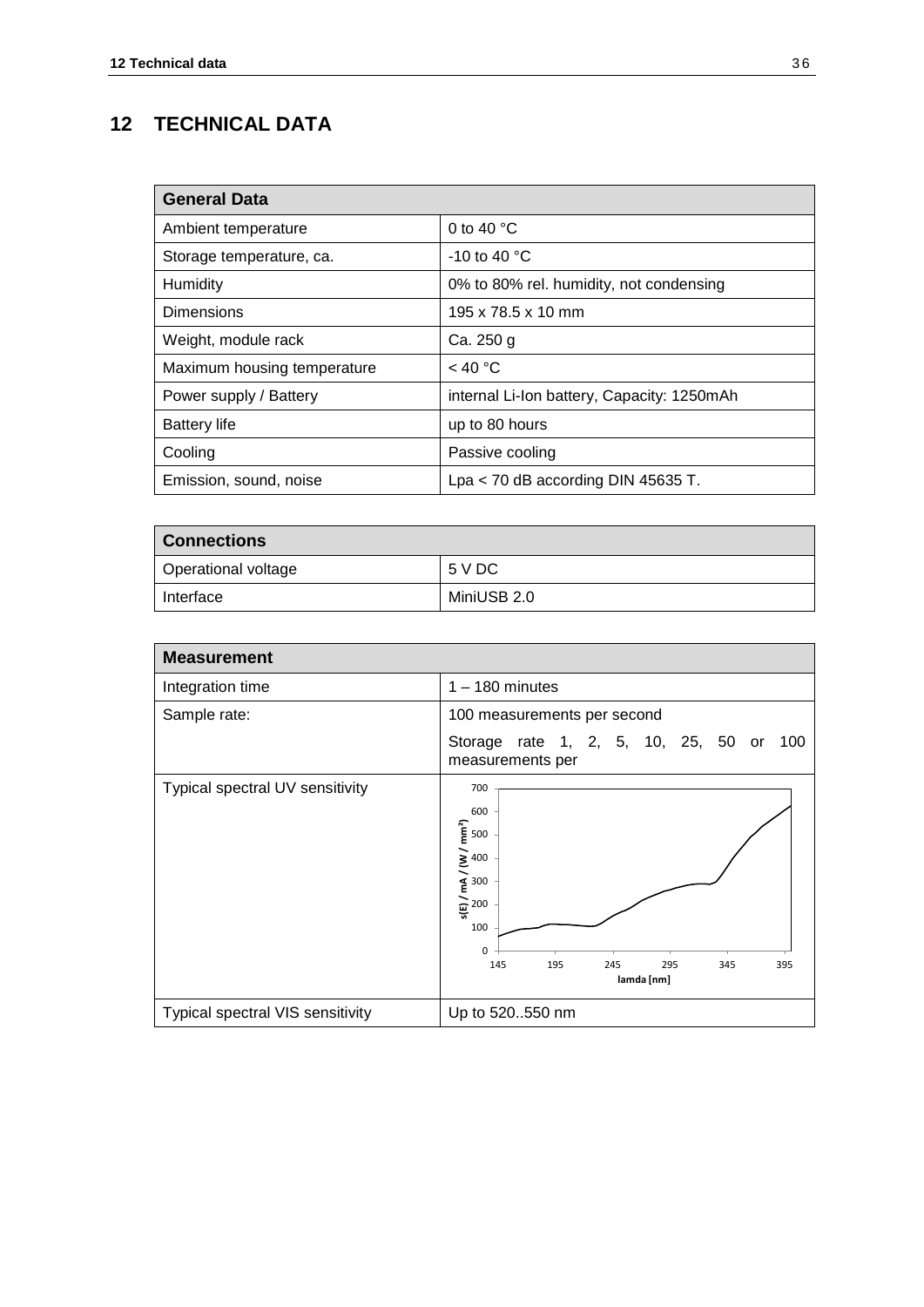# 12 TECHNICAL DATA

| General Data | |
|---|---|
| Ambient temperature | 0 to 40 °C |
| Storage temperature, ca. | -10 to 40 °C |
| Humidity | 0% to 80% rel. humidity, not condensing |
| Dimensions | 195 x 78.5 x 10 mm |
| Weight, module rack | Ca. 250 g |
| Maximum housing temperature | < 40 °C |
| Power supply / Battery | internal Li-Ion battery, Capacity: 1250mAh |
| Battery life | up to 80 hours |
| Cooling | Passive cooling |
| Emission, sound, noise | Lpa < 70 dB according DIN 45635 T. |

| Connections | |
|---|---|
| Operational voltage | 5 V DC |
| Interface | MiniUSB 2.0 |

| Measurement | |
|---|---|
| Integration time | 1 – 180 minutes |
| Sample rate: | 100 measurements per second<br>Storage rate 1, 2, 5, 10, 25, 50 or 100 measurements per |
| Typical spectral UV sensitivity | 700<br>600<br>500<br>400<br>300<br>200<br>100<br>0<br>145 195 245 295 345 395<br>lamda [nm]<br>s(E) / mA / (W / mm²) |
| Typical spectral VIS sensitivity | Up to 520..550 nm |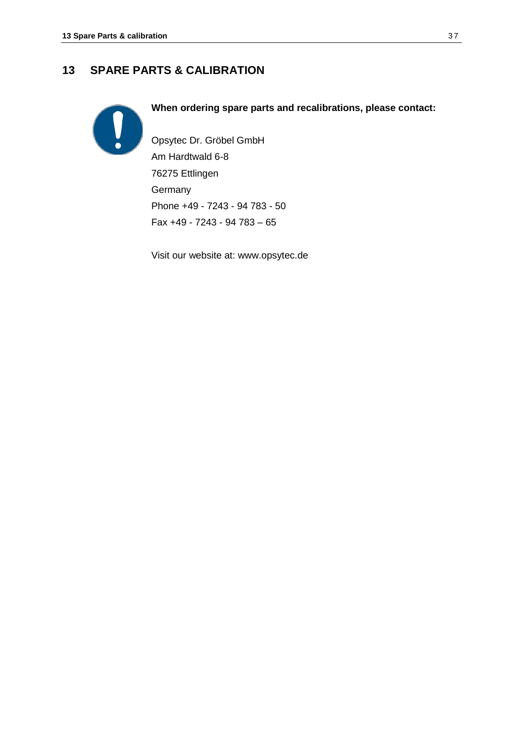# 13 SPARE PARTS & CALIBRATION

**When ordering spare parts and recalibrations, please contact:**

Opsytec Dr. Gröbel GmbH
Am Hardtwald 6-8
76275 Ettlingen
Germany
Phone +49 - 7243 - 94 783 - 50
Fax +49 - 7243 - 94 783 – 65

Visit our website at: www.opsytec.de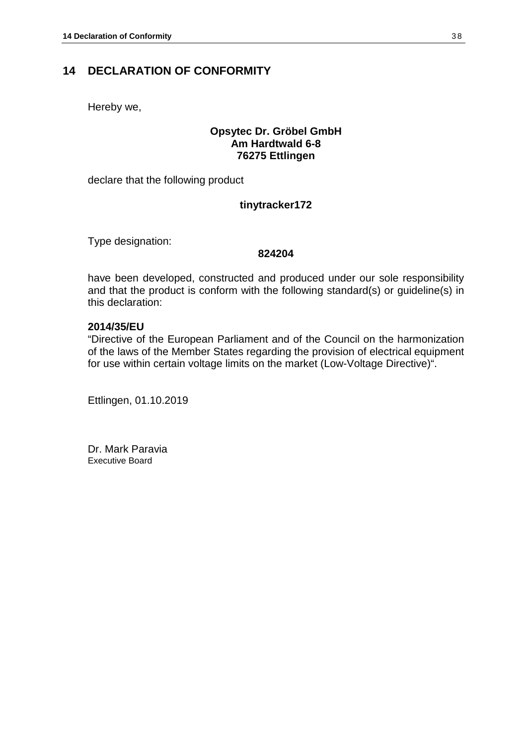# 14 DECLARATION OF CONFORMITY

Hereby we,

**Opsytec Dr. Gröbel GmbH**
**Am Hardtwald 6-8**
**76275 Ettlingen**

declare that the following product

**tinytracker172**

Type designation:

**824204**

have been developed, constructed and produced under our sole responsibility and that the product is conform with the following standard(s) or guideline(s) in this declaration:

**2014/35/EU**
"Directive of the European Parliament and of the Council on the harmonization of the laws of the Member States regarding the provision of electrical equipment for use within certain voltage limits on the market (Low-Voltage Directive)".

Ettlingen, 01.10.2019

Dr. Mark Paravia
Executive Board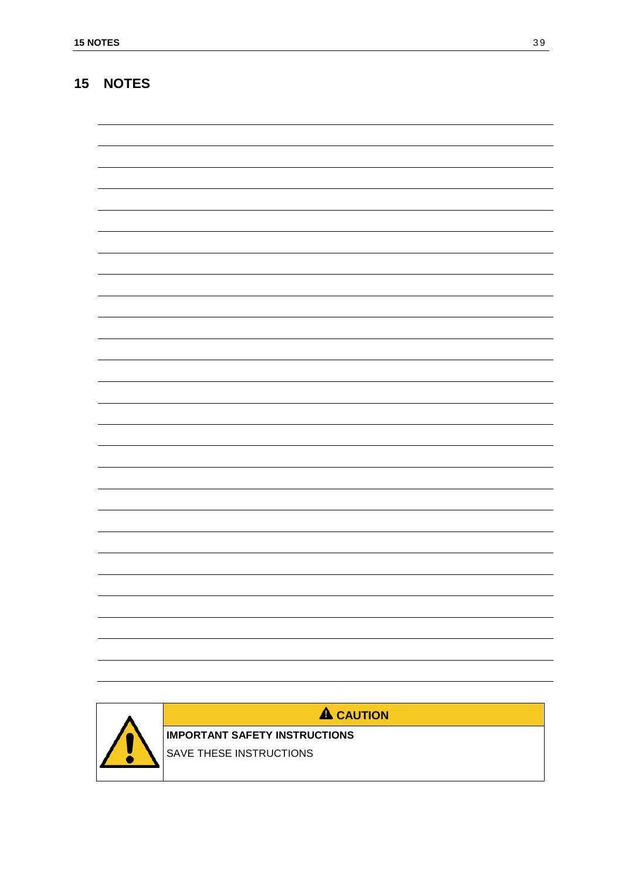# 15 NOTES

**CAUTION**

**IMPORTANT SAFETY INSTRUCTIONS**

SAVE THESE INSTRUCTIONS